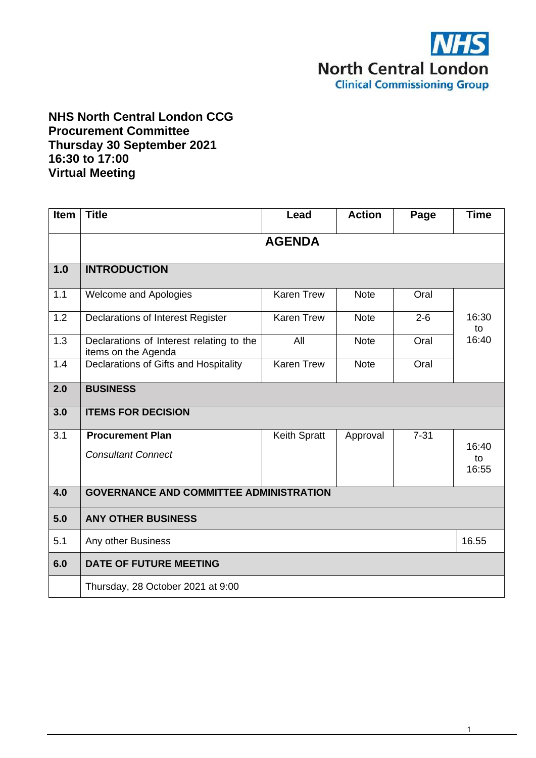NHS North Central London Clinical Commissioning Group

# NHS North Central London CCG
# Procurement Committee
# Thursday 30 September 2021
# 16:30 to 17:00
# Virtual Meeting

| Item | Title | Lead | Action | Page | Time |
|---|---|---|---|---|---|
| | **AGENDA** | | | | |
| **1.0** | **INTRODUCTION** | | | | |
| 1.1 | Welcome and Apologies | Karen Trew | Note | Oral | 16:30 to 16:40 |
| 1.2 | Declarations of Interest Register | Karen Trew | Note | 2-6 | |
| 1.3 | Declarations of Interest relating to the items on the Agenda | All | Note | Oral | |
| 1.4 | Declarations of Gifts and Hospitality | Karen Trew | Note | Oral | |
| **2.0** | **BUSINESS** | | | | |
| **3.0** | **ITEMS FOR DECISION** | | | | |
| 3.1 | **Procurement Plan**<br>*Consultant Connect* | Keith Spratt | Approval | 7-31 | 16:40 to 16:55 |
| **4.0** | **GOVERNANCE AND COMMITTEE ADMINISTRATION** | | | | |
| **5.0** | **ANY OTHER BUSINESS** | | | | |
| 5.1 | Any other Business | | | | 16.55 |
| **6.0** | **DATE OF FUTURE MEETING** | | | | |
| | Thursday, 28 October 2021 at 9:00 | | | | |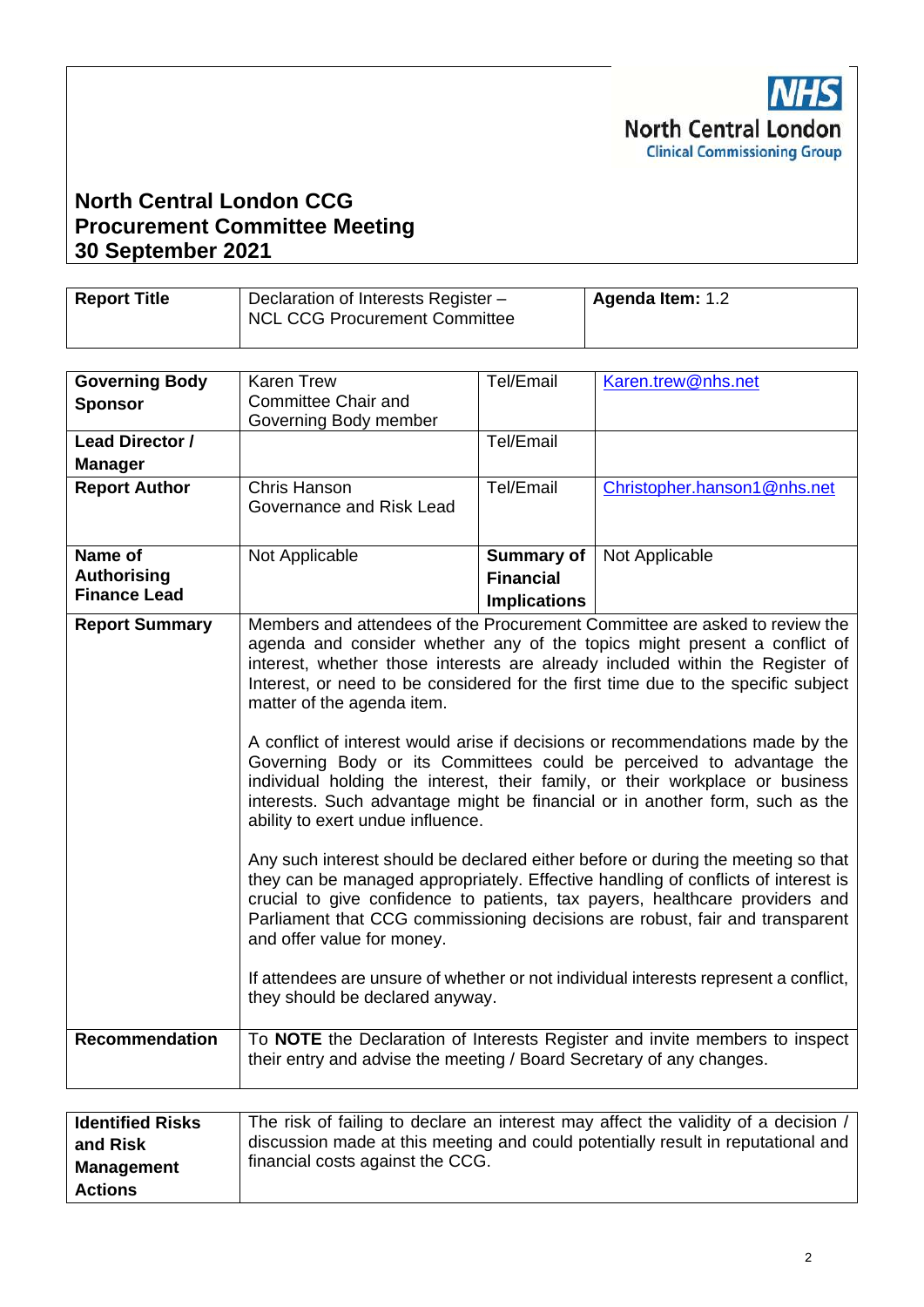NHS North Central London Clinical Commissioning Group

# North Central London CCG Procurement Committee Meeting 30 September 2021

| **Report Title** | Declaration of Interests Register – NCL CCG Procurement Committee | **Agenda Item:** 1.2 |
|---|---|---|

| **Governing Body Sponsor** | Karen Trew Committee Chair and Governing Body member | Tel/Email | Karen.trew@nhs.net |
|---|---|---|---|
| **Lead Director / Manager** | | Tel/Email | |
| **Report Author** | Chris Hanson Governance and Risk Lead | Tel/Email | Christopher.hanson1@nhs.net |
| **Name of Authorising Finance Lead** | Not Applicable | **Summary of Financial Implications** | Not Applicable |
| **Report Summary** | Members and attendees of the Procurement Committee are asked to review the agenda and consider whether any of the topics might present a conflict of interest, whether those interests are already included within the Register of Interest, or need to be considered for the first time due to the specific subject matter of the agenda item.<br><br>A conflict of interest would arise if decisions or recommendations made by the Governing Body or its Committees could be perceived to advantage the individual holding the interest, their family, or their workplace or business interests. Such advantage might be financial or in another form, such as the ability to exert undue influence.<br><br>Any such interest should be declared either before or during the meeting so that they can be managed appropriately. Effective handling of conflicts of interest is crucial to give confidence to patients, tax payers, healthcare providers and Parliament that CCG commissioning decisions are robust, fair and transparent and offer value for money.<br><br>If attendees are unsure of whether or not individual interests represent a conflict, they should be declared anyway. | | |
| **Recommendation** | To **NOTE** the Declaration of Interests Register and invite members to inspect their entry and advise the meeting / Board Secretary of any changes. | | |

| **Identified Risks and Risk Management Actions** | The risk of failing to declare an interest may affect the validity of a decision / discussion made at this meeting and could potentially result in reputational and financial costs against the CCG. |
|---|---|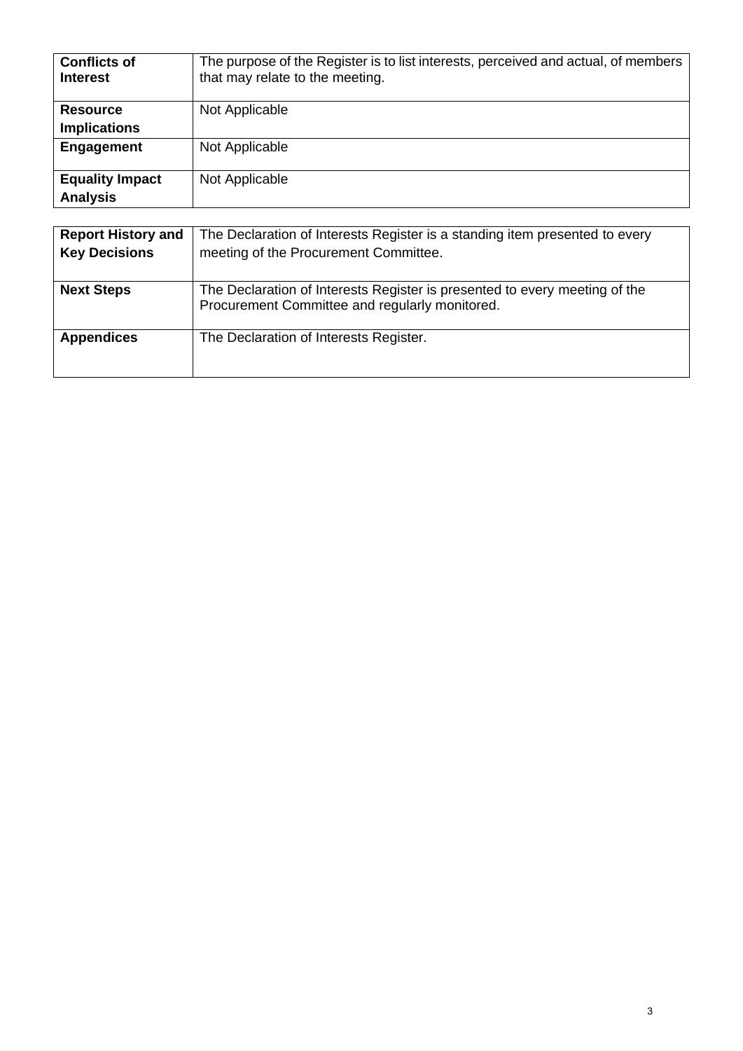| | |
|---|---|
| **Conflicts of Interest** | The purpose of the Register is to list interests, perceived and actual, of members that may relate to the meeting. |
| **Resource Implications** | Not Applicable |
| **Engagement** | Not Applicable |
| **Equality Impact Analysis** | Not Applicable |

| | |
|---|---|
| **Report History and Key Decisions** | The Declaration of Interests Register is a standing item presented to every meeting of the Procurement Committee. |
| **Next Steps** | The Declaration of Interests Register is presented to every meeting of the Procurement Committee and regularly monitored. |
| **Appendices** | The Declaration of Interests Register. |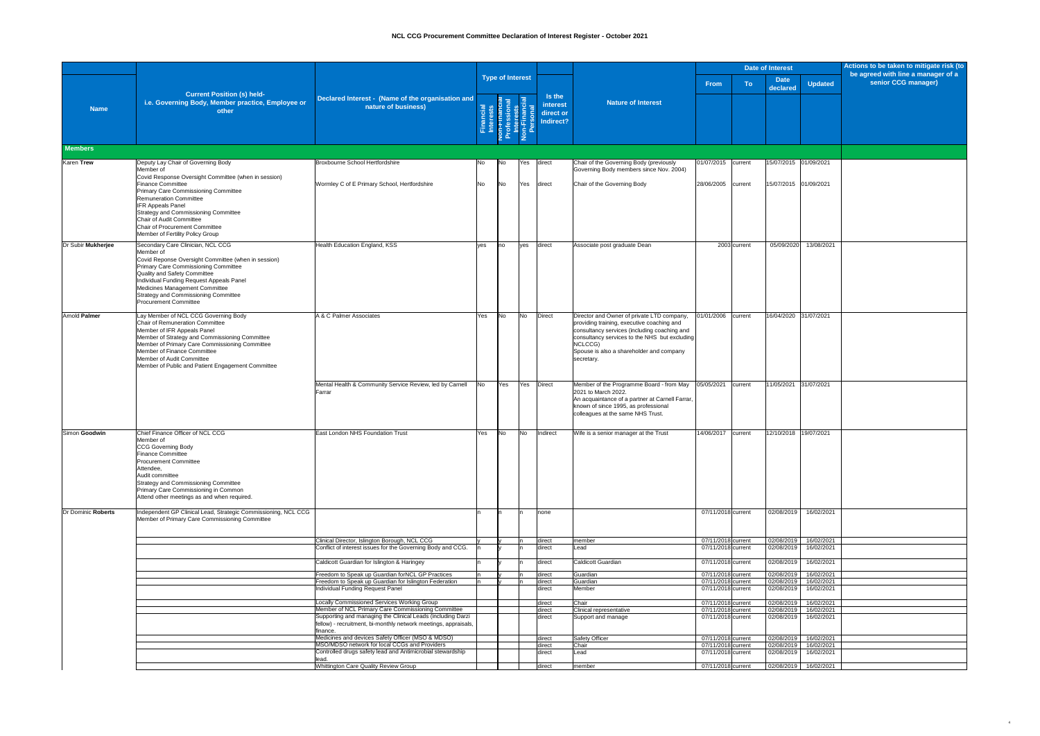# NCL CCG Procurement Committee Declaration of Interest Register - October 2021

| Name | Current Position (s) held- i.e. Governing Body, Member practice, Employee or other | Declared Interest - (Name of the organisation and nature of business) | Type of Interest: Financial Interests | Type of Interest: Non-Financial Professional Interests | Type of Interest: Non-Financial Personal | Is the interest direct or Indirect? | Nature of Interest | Date of Interest: From | Date of Interest: To | Date of Interest: Date declared | Date of Interest: Updated | Actions to be taken to mitigate risk (to be agreed with line a manager of a senior CCG manager) |
|---|---|---|---|---|---|---|---|---|---|---|---|---|
| **Members** | | | | | | | | | | | | |
| Karen **Trew** | Deputy Lay Chair of Governing Body<br>Member of<br>Covid Response Oversight Committee (when in session)<br>Finance Committee<br>Primary Care Commissioning Committee<br>Remuneration Committee<br>IFR Appeals Panel<br>Strategy and Commissioning Committee<br>Chair of Audit Committee<br>Chair of Procurement Committee<br>Member of Fertility Policy Group | Broxbourne School Hertfordshire | No | No | Yes | direct | Chair of the Governing Body (previously Governing Body members since Nov. 2004) | 01/07/2015 | current | 15/07/2015 | 01/09/2021 | |
| | | Wormley C of E Primary School, Hertfordshire | No | No | Yes | direct | Chair of the Governing Body | 28/06/2005 | current | 15/07/2015 | 01/09/2021 | |
| Dr Subir **Mukherjee** | Secondary Care Clinician, NCL CCG<br>Member of<br>Covid Reponse Oversight Committee (when in session)<br>Primary Care Commissioning Committee<br>Quality and Safety Committee<br>Individual Funding Request Appeals Panel<br>Medicines Management Committee<br>Strategy and Commissioning Committee<br>Procurement Committee | Health Education England, KSS | yes | no | yes | direct | Associate post graduate Dean | 2003 | current | 05/09/2020 | 13/08/2021 | |
| Arnold **Palmer** | Lay Member of NCL CCG Governing Body<br>Chair of Remuneration Committee<br>Member of IFR Appeals Panel<br>Member of Strategy and Commissioning Committee<br>Member of Primary Care Commissioning Committee<br>Member of Finance Committee<br>Member of Audit Committee<br>Member of Public and Patient Engagement Committee | A & C Palmer Associates | Yes | No | No | Direct | Director and Owner of private LTD company, providing training, executive coaching and consultancy services (including coaching and consultancy services to the NHS but excluding NCLCCG)<br>Spouse is also a shareholder and company secretary. | 01/01/2006 | current | 16/04/2020 | 31/07/2021 | |
| | | Mental Health & Community Service Review, led by Carnell Farrar | No | Yes | Yes | Direct | Member of the Programme Board - from May 2021 to March 2022.<br>An acquaintance of a partner at Carnell Farrar, known of since 1995, as professional colleagues at the same NHS Trust. | 05/05/2021 | current | 11/05/2021 | 31/07/2021 | |
| Simon **Goodwin** | Chief Finance Officer of NCL CCG<br>Member of<br>CCG Governing Body<br>Finance Committee<br>Procurement Committee<br>Attendee,<br>Audit committee<br>Strategy and Commissioning Committee<br>Primary Care Commissioning in Common<br>Attend other meetings as and when required. | East London NHS Foundation Trust | Yes | No | No | Indirect | Wife is a senior manager at the Trust | 14/06/2017 | current | 12/10/2018 | 19/07/2021 | |
| Dr Dominic **Roberts** | Independent GP Clinical Lead, Strategic Commissioning, NCL CCG<br>Member of Primary Care Commissioning Committee | | n | n | n | none | | 07/11/2018 | current | 02/08/2019 | 16/02/2021 | |
| | | Clinical Director, Islington Borough, NCL CCG | y | y | n | direct | member | 07/11/2018 | current | 02/08/2019 | 16/02/2021 | |
| | | Conflict of interest issues for the Governing Body and CCG. | n | y | n | direct | Lead | 07/11/2018 | current | 02/08/2019 | 16/02/2021 | |
| | | Caldicott Guardian for Islington & Haringey | n | y | n | direct | Caldicott Guardian | 07/11/2018 | current | 02/08/2019 | 16/02/2021 | |
| | | Freedom to Speak up Guardian forNCL GP Practices | n | y | n | direct | Guardian | 07/11/2018 | current | 02/08/2019 | 16/02/2021 | |
| | | Freedom to Speak up Guardian for Islington Federation | n | y | n | direct | Guardian | 07/11/2018 | current | 02/08/2019 | 16/02/2021 | |
| | | Individual Funding Request Panel | | | | direct | Member | 07/11/2018 | current | 02/08/2019 | 16/02/2021 | |
| | | Locally Commissioned Services Working Group | | | | direct | Chair | 07/11/2018 | current | 02/08/2019 | 16/02/2021 | |
| | | Member of NCL Primary Care Commissioning Committee | | | | direct | Clinical representative | 07/11/2018 | current | 02/08/2019 | 16/02/2021 | |
| | | Supporting and managing the Clinical Leads (including Darzi fellow) - recruitment, bi-monthly network meetings, appraisals, finance. | | | | direct | Support and manage | 07/11/2018 | current | 02/08/2019 | 16/02/2021 | |
| | | Medicines and devices Safety Officer (MSO & MDSO) | | | | direct | Safety Officer | 07/11/2018 | current | 02/08/2019 | 16/02/2021 | |
| | | MSO/MDSO network for local CCGs and Providers | | | | direct | Chair | 07/11/2018 | current | 02/08/2019 | 16/02/2021 | |
| | | Controlled drugs safety lead and Antimicrobial stewardship lead. | | | | direct | Lead | 07/11/2018 | current | 02/08/2019 | 16/02/2021 | |
| | | Whittington Care Quality Review Group | | | | direct | member | 07/11/2018 | current | 02/08/2019 | 16/02/2021 | |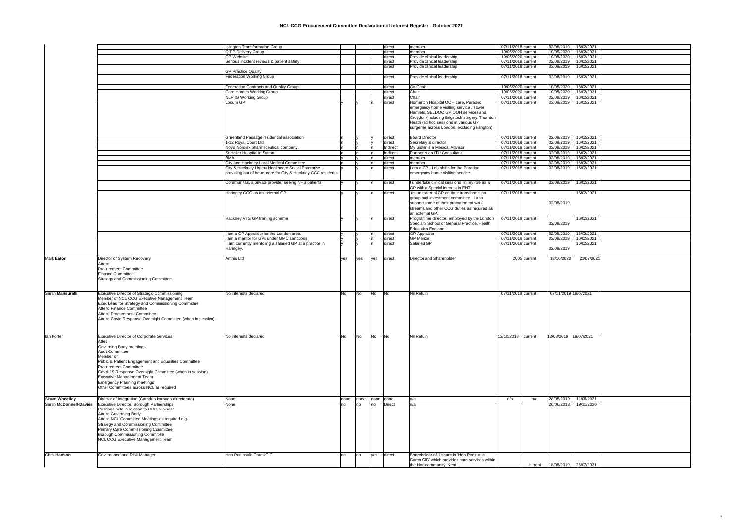# NCL CCG Procurement Committee Declaration of Interest Register - October 2021

| | | | | | | | | | | | | |
|---|---|---|---|---|---|---|---|---|---|---|---|---|
| | | Islington Transformation Group | | | | direct | member | 07/11/2018 | current | 02/08/2019 | 16/02/2021 | |
| | | QIPP Delivery Group | | | | direct | member | 10/05/2020 | current | 10/05/2020 | 16/02/2021 | |
| | | GP Website | | | | direct | Provide clinical leadership | 10/05/2020 | current | 10/05/2020 | 16/02/2021 | |
| | | Serious incident reviews & patient safety | | | | direct | Provide clinical leadership | 07/11/2018 | current | 02/08/2019 | 16/02/2021 | |
| | | GP Practice Quality | | | | direct | Provide clinical leadership | 07/11/2018 | current | 02/08/2019 | 16/02/2021 | |
| | | Federation Working Group | | | | direct | Provide clinical leadership | 07/11/2018 | current | 02/08/2019 | 16/02/2021 | |
| | | Federation Contracts and Quality Group | | | | direct | Co Chair | 10/05/2020 | current | 10/05/2020 | 16/02/2021 | |
| | | Care Homes Working Group | | | | direct | Chair | 10/05/2020 | current | 10/05/2020 | 16/02/2021 | |
| | | NLP IG Working Group | | | | direct | Chair | 07/11/2018 | current | 02/08/2019 | 16/02/2021 | |
| | | Locum GP | y | y | n | direct | Homerton Hospital OOH care, Paradoc emergency home visiting service , Tower Hamlets, SELDOC GP OOH services and Croydon (including Brigstock surgery, Thornton Heath (ad hoc sessions in various GP surgeries across London, excluding Islington) | 07/11/2018 | current | 02/08/2019 | 16/02/2021 | |
| | | Greenland Passage residential association | n | y | y | direct | Board Director | 07/11/2018 | current | 02/08/2019 | 16/02/2021 | |
| | | 1-12 Royal Court Ltd | n | y | y | direct | Secretary & director | 07/11/2018 | current | 02/08/2019 | 16/02/2021 | |
| | | Novo Nordisk pharmaceutical company. | n | n | n | Indirect | My Sister is a Medical Advisor | 07/11/2018 | current | 02/08/2019 | 16/02/2021 | |
| | | St Helier Hospital in Sutton. | n | n | n | Indirect | Partner is an ITU Consultant | 07/11/2018 | current | 02/08/2019 | 16/02/2021 | |
| | | BMA | y | y | n | direct | member | 07/11/2018 | current | 02/08/2019 | 16/02/2021 | |
| | | City and Hackney Local Medical Committee | n | y | n | direct | member | 07/11/2018 | current | 02/08/2019 | 16/02/2021 | |
| | | City & Hackney Urgent Healthcare Social Enterprise - providing out of hours care for City & Hackney CCG residents. | y | y | n | direct | I am a GP - I do shifts for the Paradoc emergency home visiting service. | 07/11/2018 | current | 02/08/2019 | 16/02/2021 | |
| | | Communitas, a private provider seeing NHS patients, | y | y | n | direct | I undertake clinical sessions in my role as a GP with a Special interest in ENT. | 07/11/2018 | current | 02/08/2019 | 16/02/2021 | |
| | | Haringey CCG as an external GP | y | y | n | direct | as an external GP on their transformation group and investment committee. I also support some of their procurement work streams and other CCG duties as required as an external GP. | 07/11/2018 | current | 02/08/2019 | 16/02/2021 | |
| | | Hackney VTS GP training scheme | y | y | n | direct | Programme director, employed by the London Specialty School of General Practice, Health Education England. | 07/11/2018 | current | 02/08/2019 | 16/02/2021 | |
| | | I am a GP Appraiser for the London area. | y | y | n | direct | GP Appraiser | 07/11/2018 | current | 02/08/2019 | 16/02/2021 | |
| | | I am a mentor for GPs under GMC sanctions. | y | y | n | direct | GP Mentor | 07/11/2018 | current | 02/08/2019 | 16/02/2021 | |
| | | I am currently mentoring a salaried GP at a practice in Haringey. | y | y | n | direct | Salaried GP | 07/11/2018 | current | 02/08/2019 | 16/02/2021 | |
| Mark **Eaton** | Director of System Recovery<br>Attend<br>Procurement Committee<br>Finance Committee<br>Strategy and Commissioning Committee | Amnis Ltd | yes | yes | yes | direct | Director and Shareholder | 2005 | current | 12/10/2020 | 21/07/2021 | |
| Sarah **Mansuralli** | Executive Director of Strategic Commissioning<br>Member of NCL CCG Executive Management Team<br>Exec Lead for Strategy and Commissioning Committee<br>Attend Finance Committee<br>Attend Procurement Committee<br>Attend Covid Response Oversight Committee (when in session) | No interests declared | No | No | No | No | Nil Return | 07/11/2018 | current | 07/11/2019 | 19/07/2021 | |
| Ian Porter | Executive Director of Corporate Services<br>Atted<br>Governing Body meetings<br>Audit Committee<br>Member of<br>Public & Patient Engagement and Equalities Committee<br>Procurement Committee<br>Covid-19 Response Oversight Committee (when in session)<br>Executive Management Team<br>Emergency Planning meetings<br>Other Committees across NCL as required | No interests declared | No | No | No | No | Nil Return | 12/10/2018 | current | 13/08/2019 | 19/07/2021 | |
| Simon **Wheatley** | Director of Integration (Camden borough directorate) | None | none | none | none | none | n/a | n/a | n/a | 28/05/2019 | 11/08/2021 | |
| Sarah **McDonnell-Davies** | Executive Director, Borough Partnerships<br>Positions held in relation to CCG business<br>Attend Governing Body<br>Attend NCL Committee Meetings as required e.g.<br>Strategy and Commissioning Committee<br>Primary Care Commissioning Committee<br>Borough Commissioning Committee<br>NCL CCG Executive Management Team | None | no | no | no | Direct | n/a | | | 20/06/2018 | 19/11/2020 | |
| Chris **Hanson** | Governance and Risk Manager | Hoo Peninsula Cares CIC | no | no | yes | direct | Shareholder of 1 share in 'Hoo Peninsula Cares CIC' which provides care services within the Hoo community, Kent. | | current | 18/08/2019 | 26/07/2021 | |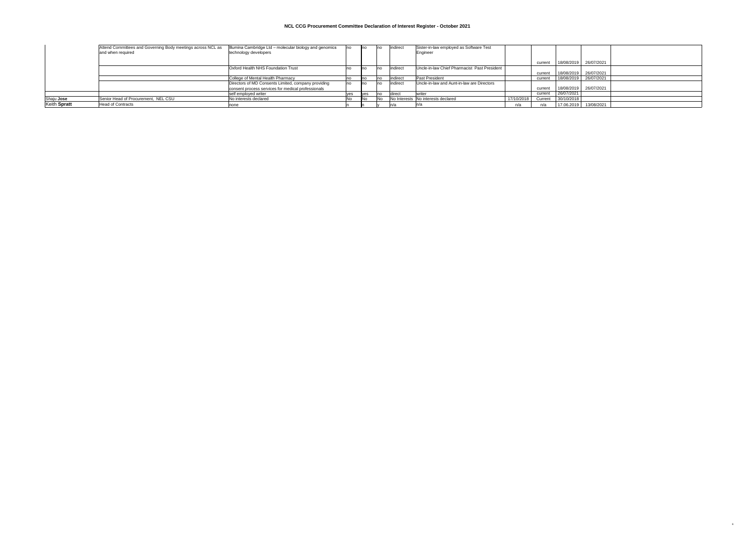# NCL CCG Procurement Committee Declaration of Interest Register - October 2021

| | | | | | | | | | | | | |
|---|---|---|---|---|---|---|---|---|---|---|---|---|
| | Attend Committees and Governing Body meetings across NCL as and when required | Illumina Cambridge Ltd – molecular biology and genomics technology developers | no | no | no | indirect | Sister-in-law employed as Software Test Engineer | | current | 18/08/2019 | 26/07/2021 | |
| | | Oxford Health NHS Foundation Trust | no | no | no | indirect | Uncle-in-law Chief Pharmacist Past President | | current | 18/08/2019 | 26/07/2021 | |
| | | College of Mental Health Pharmacy | no | no | no | indirect | Past President | | current | 18/08/2019 | 26/07/2021 | |
| | | Directors of MD Consents Limited, company providing consent process services for medical professionals | no | no | no | indirect | Uncle-in-law and Aunt-in-law are Directors | | current | 18/08/2019 | 26/07/2021 | |
| | | self employed writer | yes | yes | no | direct | writer | | current | 26/07/2021 | | |
| Shaju **Jose** | Senior Head of Procurement, NEL CSU | No interests declared | No | No | No | No Interests | No interests declared | 17/10/2018 | Current | 30/10/2018 | | |
| Keith **Spratt** | Head of Contracts | none | n | n | y | n/a | n/a | n/a | n/a | 17.06.2019 | 13/08/2021 | |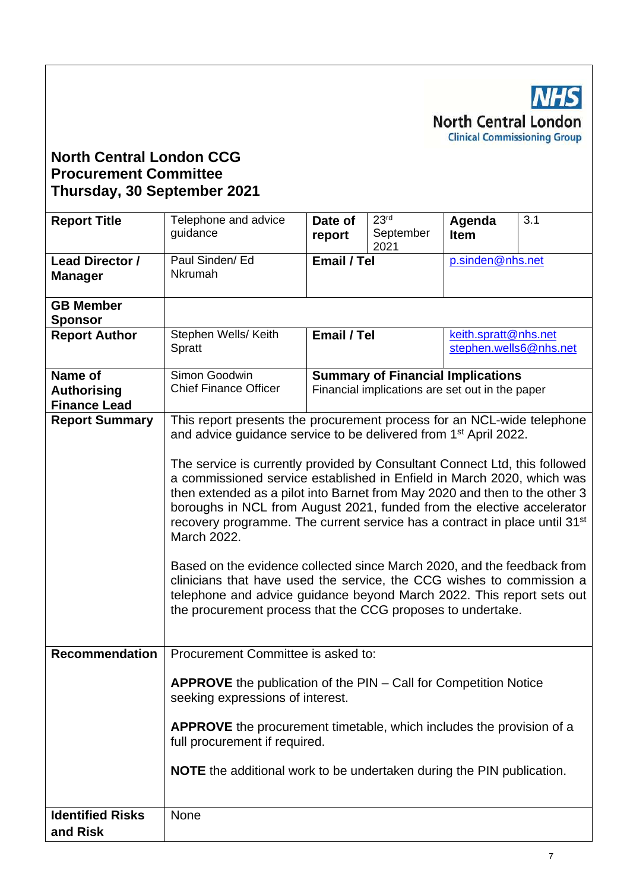NHS
North Central London
Clinical Commissioning Group

**North Central London CCG**
**Procurement Committee**
**Thursday, 30 September 2021**

| **Report Title** | Telephone and advice guidance | **Date of report** | 23rd September 2021 | **Agenda Item** | 3.1 |
|---|---|---|---|---|---|
| **Lead Director / Manager** | Paul Sinden/ Ed Nkrumah | **Email / Tel** | | p.sinden@nhs.net | |
| **GB Member Sponsor** | | | | | |
| **Report Author** | Stephen Wells/ Keith Spratt | **Email / Tel** | | keith.spratt@nhs.net stephen.wells6@nhs.net | |
| **Name of Authorising Finance Lead** | Simon Goodwin Chief Finance Officer | **Summary of Financial Implications** Financial implications are set out in the paper | | | |
| **Report Summary** | This report presents the procurement process for an NCL-wide telephone and advice guidance service to be delivered from 1st April 2022.<br><br>The service is currently provided by Consultant Connect Ltd, this followed a commissioned service established in Enfield in March 2020, which was then extended as a pilot into Barnet from May 2020 and then to the other 3 boroughs in NCL from August 2021, funded from the elective accelerator recovery programme. The current service has a contract in place until 31st March 2022.<br><br>Based on the evidence collected since March 2020, and the feedback from clinicians that have used the service, the CCG wishes to commission a telephone and advice guidance beyond March 2022. This report sets out the procurement process that the CCG proposes to undertake. | | | | |
| **Recommendation** | Procurement Committee is asked to:<br><br>**APPROVE** the publication of the PIN – Call for Competition Notice seeking expressions of interest.<br><br>**APPROVE** the procurement timetable, which includes the provision of a full procurement if required.<br><br>**NOTE** the additional work to be undertaken during the PIN publication. | | | | |
| **Identified Risks and Risk** | None | | | | |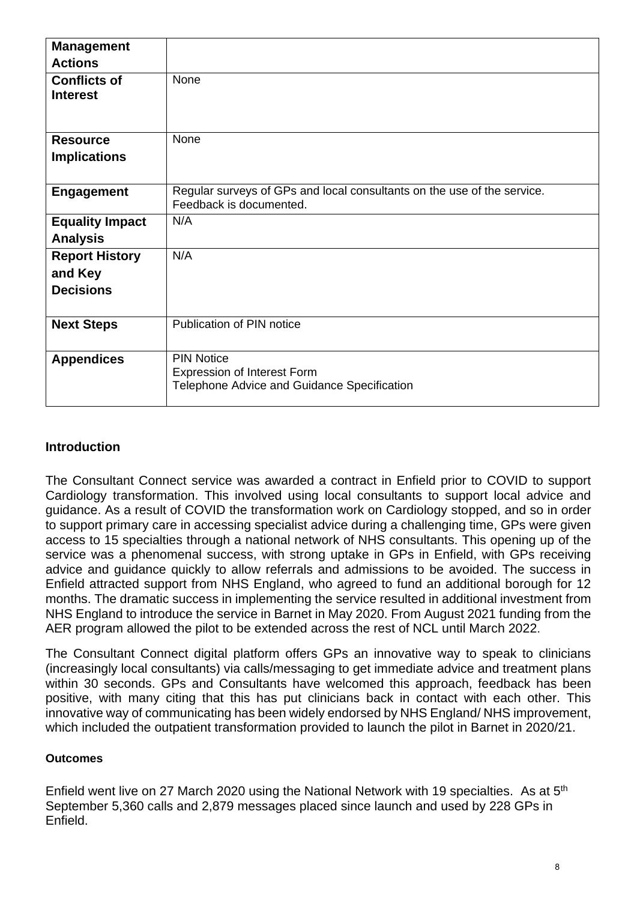| **Management Actions** | |
|---|---|
| **Conflicts of Interest** | None |
| **Resource Implications** | None |
| **Engagement** | Regular surveys of GPs and local consultants on the use of the service. Feedback is documented. |
| **Equality Impact Analysis** | N/A |
| **Report History and Key Decisions** | N/A |
| **Next Steps** | Publication of PIN notice |
| **Appendices** | PIN Notice<br>Expression of Interest Form<br>Telephone Advice and Guidance Specification |

## Introduction

The Consultant Connect service was awarded a contract in Enfield prior to COVID to support Cardiology transformation. This involved using local consultants to support local advice and guidance. As a result of COVID the transformation work on Cardiology stopped, and so in order to support primary care in accessing specialist advice during a challenging time, GPs were given access to 15 specialties through a national network of NHS consultants. This opening up of the service was a phenomenal success, with strong uptake in GPs in Enfield, with GPs receiving advice and guidance quickly to allow referrals and admissions to be avoided. The success in Enfield attracted support from NHS England, who agreed to fund an additional borough for 12 months. The dramatic success in implementing the service resulted in additional investment from NHS England to introduce the service in Barnet in May 2020. From August 2021 funding from the AER program allowed the pilot to be extended across the rest of NCL until March 2022.

The Consultant Connect digital platform offers GPs an innovative way to speak to clinicians (increasingly local consultants) via calls/messaging to get immediate advice and treatment plans within 30 seconds. GPs and Consultants have welcomed this approach, feedback has been positive, with many citing that this has put clinicians back in contact with each other. This innovative way of communicating has been widely endorsed by NHS England/ NHS improvement, which included the outpatient transformation provided to launch the pilot in Barnet in 2020/21.

### Outcomes

Enfield went live on 27 March 2020 using the National Network with 19 specialties. As at 5th September 5,360 calls and 2,879 messages placed since launch and used by 228 GPs in Enfield.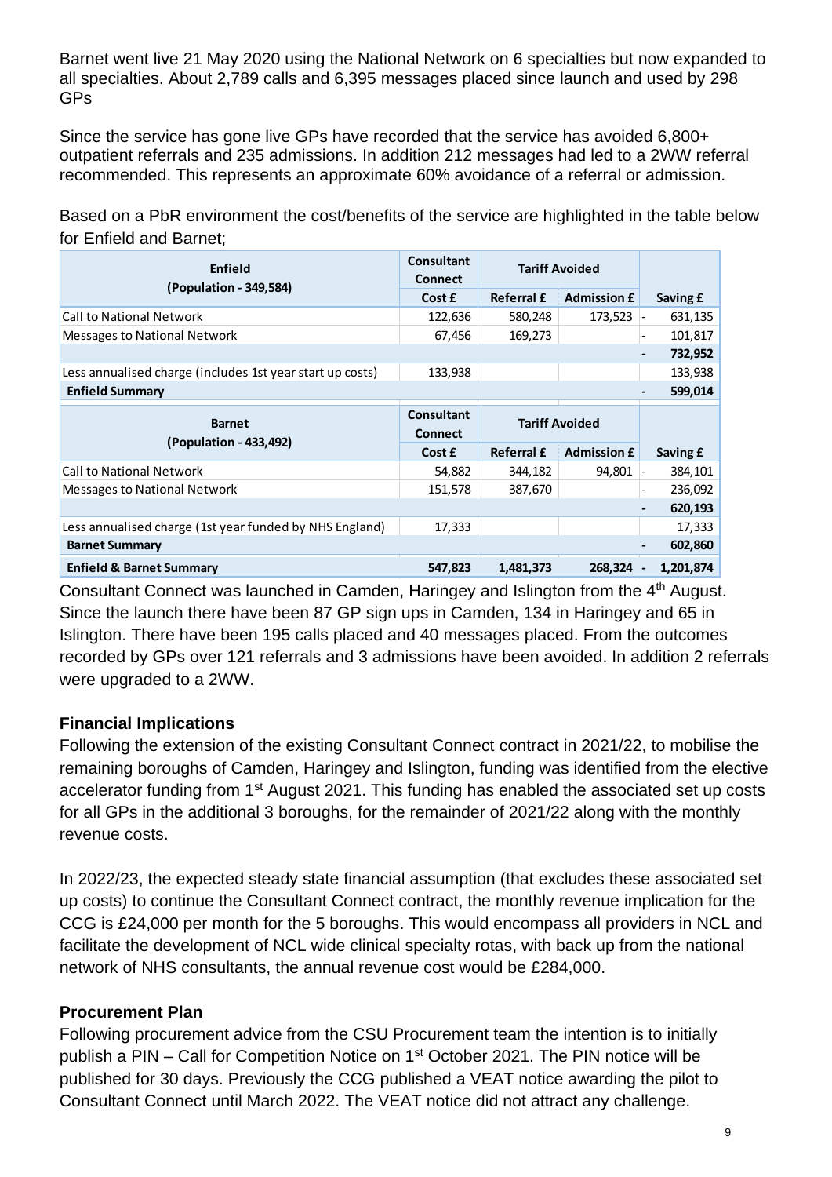Barnet went live 21 May 2020 using the National Network on 6 specialties but now expanded to all specialties. About 2,789 calls and 6,395 messages placed since launch and used by 298 GPs

Since the service has gone live GPs have recorded that the service has avoided 6,800+ outpatient referrals and 235 admissions. In addition 212 messages had led to a 2WW referral recommended. This represents an approximate 60% avoidance of a referral or admission.

Based on a PbR environment the cost/benefits of the service are highlighted in the table below for Enfield and Barnet;

| **Enfield (Population - 349,584)** | **Consultant Connect** | **Tariff Avoided** | | |
|---|---|---|---|---|
| | **Cost £** | **Referral £** | **Admission £** | **Saving £** |
| Call to National Network | 122,636 | 580,248 | 173,523 | - 631,135 |
| Messages to National Network | 67,456 | 169,273 | | - 101,817 |
| | | | | **- 732,952** |
| Less annualised charge (includes 1st year start up costs) | 133,938 | | | 133,938 |
| **Enfield Summary** | | | | **- 599,014** |
| **Barnet (Population - 433,492)** | **Consultant Connect** | **Tariff Avoided** | | |
| | **Cost £** | **Referral £** | **Admission £** | **Saving £** |
| Call to National Network | 54,882 | 344,182 | 94,801 | - 384,101 |
| Messages to National Network | 151,578 | 387,670 | | - 236,092 |
| | | | | **- 620,193** |
| Less annualised charge (1st year funded by NHS England) | 17,333 | | | 17,333 |
| **Barnet Summary** | | | | **- 602,860** |
| **Enfield & Barnet Summary** | **547,823** | **1,481,373** | **268,324** | **- 1,201,874** |

Consultant Connect was launched in Camden, Haringey and Islington from the 4th August. Since the launch there have been 87 GP sign ups in Camden, 134 in Haringey and 65 in Islington. There have been 195 calls placed and 40 messages placed. From the outcomes recorded by GPs over 121 referrals and 3 admissions have been avoided. In addition 2 referrals were upgraded to a 2WW.

### Financial Implications

Following the extension of the existing Consultant Connect contract in 2021/22, to mobilise the remaining boroughs of Camden, Haringey and Islington, funding was identified from the elective accelerator funding from 1st August 2021. This funding has enabled the associated set up costs for all GPs in the additional 3 boroughs, for the remainder of 2021/22 along with the monthly revenue costs.

In 2022/23, the expected steady state financial assumption (that excludes these associated set up costs) to continue the Consultant Connect contract, the monthly revenue implication for the CCG is £24,000 per month for the 5 boroughs. This would encompass all providers in NCL and facilitate the development of NCL wide clinical specialty rotas, with back up from the national network of NHS consultants, the annual revenue cost would be £284,000.

### Procurement Plan

Following procurement advice from the CSU Procurement team the intention is to initially publish a PIN – Call for Competition Notice on 1st October 2021. The PIN notice will be published for 30 days. Previously the CCG published a VEAT notice awarding the pilot to Consultant Connect until March 2022. The VEAT notice did not attract any challenge.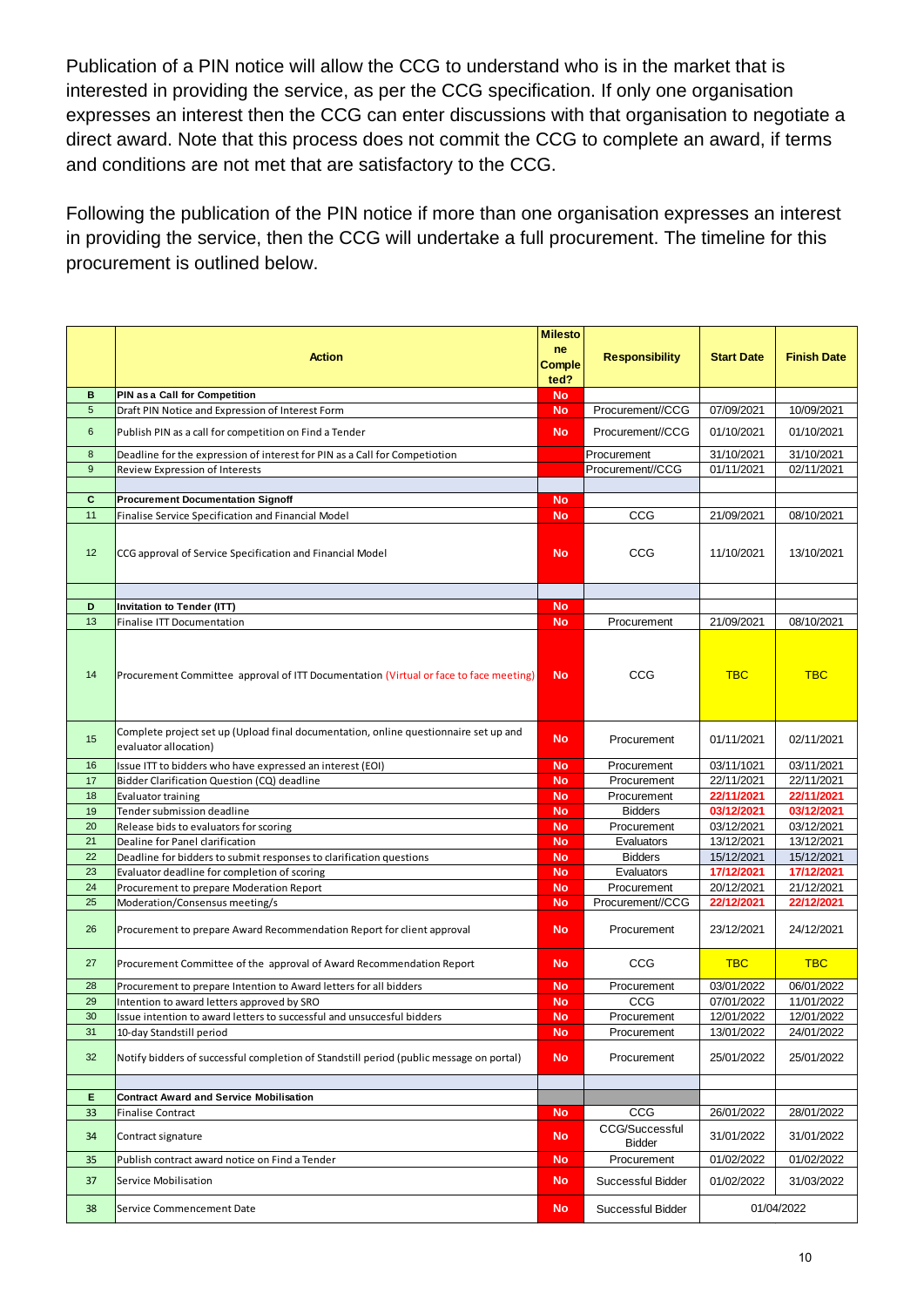Publication of a PIN notice will allow the CCG to understand who is in the market that is interested in providing the service, as per the CCG specification. If only one organisation expresses an interest then the CCG can enter discussions with that organisation to negotiate a direct award. Note that this process does not commit the CCG to complete an award, if terms and conditions are not met that are satisfactory to the CCG.

Following the publication of the PIN notice if more than one organisation expresses an interest in providing the service, then the CCG will undertake a full procurement. The timeline for this procurement is outlined below.

| | Action | Milestone Completed? | Responsibility | Start Date | Finish Date |
|---|---|---|---|---|---|
| **B** | **PIN as a Call for Competition** | No | | | |
| 5 | Draft PIN Notice and Expression of Interest Form | No | Procurement//CCG | 07/09/2021 | 10/09/2021 |
| 6 | Publish PIN as a call for competition on Find a Tender | No | Procurement//CCG | 01/10/2021 | 01/10/2021 |
| 8 | Deadline for the expression of interest for PIN as a Call for Competetion | | Procurement | 31/10/2021 | 31/10/2021 |
| 9 | Review Expression of Interests | | Procurement//CCG | 01/11/2021 | 02/11/2021 |
| | | | | | |
| **C** | **Procurement Documentation Signoff** | No | | | |
| 11 | Finalise Service Specification and Financial Model | No | CCG | 21/09/2021 | 08/10/2021 |
| 12 | CCG approval of Service Specification and Financial Model | No | CCG | 11/10/2021 | 13/10/2021 |
| | | | | | |
| **D** | **Invitation to Tender (ITT)** | No | | | |
| 13 | Finalise ITT Documentation | No | Procurement | 21/09/2021 | 08/10/2021 |
| 14 | Procurement Committee approval of ITT Documentation (Virtual or face to face meeting) | No | CCG | TBC | TBC |
| 15 | Complete project set up (Upload final documentation, online questionnaire set up and evaluator allocation) | No | Procurement | 01/11/2021 | 02/11/2021 |
| 16 | Issue ITT to bidders who have expressed an interest (EOI) | No | Procurement | 03/11/1021 | 03/11/2021 |
| 17 | Bidder Clarification Question (CQ) deadline | No | Procurement | 22/11/2021 | 22/11/2021 |
| 18 | Evaluator training | No | Procurement | 22/11/2021 | 22/11/2021 |
| 19 | Tender submission deadline | No | Bidders | 03/12/2021 | 03/12/2021 |
| 20 | Release bids to evaluators for scoring | No | Procurement | 03/12/2021 | 03/12/2021 |
| 21 | Dealine for Panel clarification | No | Evaluators | 13/12/2021 | 13/12/2021 |
| 22 | Deadline for bidders to submit responses to clarification questions | No | Bidders | 15/12/2021 | 15/12/2021 |
| 23 | Evaluator deadline for completion of scoring | No | Evaluators | 17/12/2021 | 17/12/2021 |
| 24 | Procurement to prepare Moderation Report | No | Procurement | 20/12/2021 | 21/12/2021 |
| 25 | Moderation/Consensus meeting/s | No | Procurement//CCG | 22/12/2021 | 22/12/2021 |
| 26 | Procurement to prepare Award Recommendation Report for client approval | No | Procurement | 23/12/2021 | 24/12/2021 |
| 27 | Procurement Committee of the approval of Award Recommendation Report | No | CCG | TBC | TBC |
| 28 | Procurement to prepare Intention to Award letters for all bidders | No | Procurement | 03/01/2022 | 06/01/2022 |
| 29 | Intention to award letters approved by SRO | No | CCG | 07/01/2022 | 11/01/2022 |
| 30 | Issue intention to award letters to successful and unsuccesful bidders | No | Procurement | 12/01/2022 | 12/01/2022 |
| 31 | 10-day Standstill period | No | Procurement | 13/01/2022 | 24/01/2022 |
| 32 | Notify bidders of successful completion of Standstill period (public message on portal) | No | Procurement | 25/01/2022 | 25/01/2022 |
| | | | | | |
| **E** | **Contract Award and Service Mobilisation** | | | | |
| 33 | Finalise Contract | No | CCG | 26/01/2022 | 28/01/2022 |
| 34 | Contract signature | No | CCG/Successful Bidder | 31/01/2022 | 31/01/2022 |
| 35 | Publish contract award notice on Find a Tender | No | Procurement | 01/02/2022 | 01/02/2022 |
| 37 | Service Mobilisation | No | Successful Bidder | 01/02/2022 | 31/03/2022 |
| 38 | Service Commencement Date | No | Successful Bidder | 01/04/2022 | |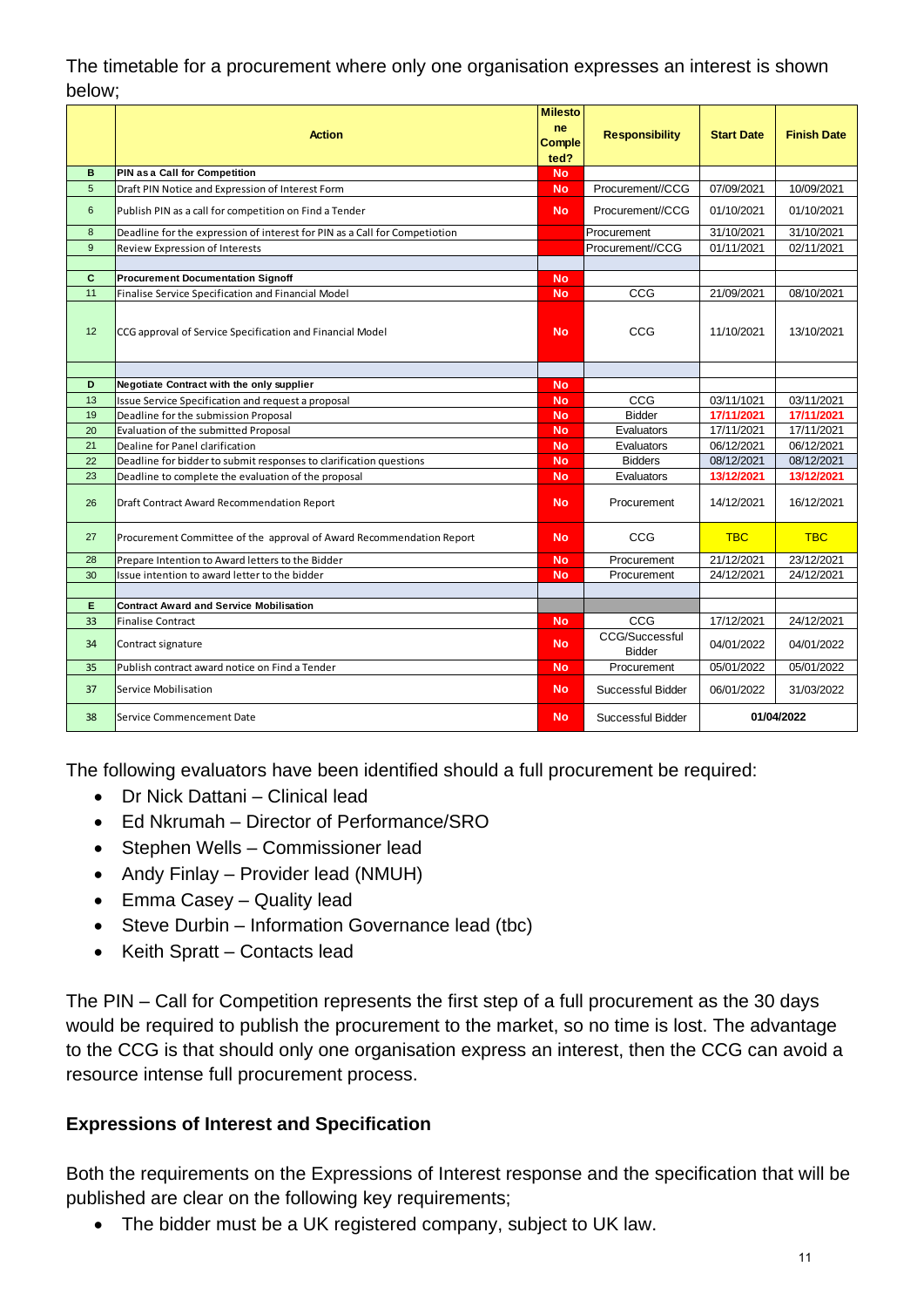The timetable for a procurement where only one organisation expresses an interest is shown below;

| | Action | Milestone Completed? | Responsibility | Start Date | Finish Date |
|---|---|---|---|---|---|
| B | **PIN as a Call for Competition** | No | | | |
| 5 | Draft PIN Notice and Expression of Interest Form | No | Procurement//CCG | 07/09/2021 | 10/09/2021 |
| 6 | Publish PIN as a call for competition on Find a Tender | No | Procurement//CCG | 01/10/2021 | 01/10/2021 |
| 8 | Deadline for the expression of interest for PIN as a Call for Competiotion | | Procurement | 31/10/2021 | 31/10/2021 |
| 9 | Review Expression of Interests | | Procurement//CCG | 01/11/2021 | 02/11/2021 |
| | | | | | |
| C | **Procurement Documentation Signoff** | No | | | |
| 11 | Finalise Service Specification and Financial Model | No | CCG | 21/09/2021 | 08/10/2021 |
| 12 | CCG approval of Service Specification and Financial Model | No | CCG | 11/10/2021 | 13/10/2021 |
| | | | | | |
| D | **Negotiate Contract with the only supplier** | No | | | |
| 13 | Issue Service Specification and request a proposal | No | CCG | 03/11/1021 | 03/11/2021 |
| 19 | Deadline for the submission Proposal | No | Bidder | 17/11/2021 | 17/11/2021 |
| 20 | Evaluation of the submitted Proposal | No | Evaluators | 17/11/2021 | 17/11/2021 |
| 21 | Dealine for Panel clarification | No | Evaluators | 06/12/2021 | 06/12/2021 |
| 22 | Deadline for bidder to submit responses to clarification questions | No | Bidders | 08/12/2021 | 08/12/2021 |
| 23 | Deadline to complete the evaluation of the proposal | No | Evaluators | 13/12/2021 | 13/12/2021 |
| 26 | Draft Contract Award Recommendation Report | No | Procurement | 14/12/2021 | 16/12/2021 |
| 27 | Procurement Committee of the approval of Award Recommendation Report | No | CCG | TBC | TBC |
| 28 | Prepare Intention to Award letters to the Bidder | No | Procurement | 21/12/2021 | 23/12/2021 |
| 30 | Issue intention to award letter to the bidder | No | Procurement | 24/12/2021 | 24/12/2021 |
| | | | | | |
| E | **Contract Award and Service Mobilisation** | | | | |
| 33 | Finalise Contract | No | CCG | 17/12/2021 | 24/12/2021 |
| 34 | Contract signature | No | CCG/Successful Bidder | 04/01/2022 | 04/01/2022 |
| 35 | Publish contract award notice on Find a Tender | No | Procurement | 05/01/2022 | 05/01/2022 |
| 37 | Service Mobilisation | No | Successful Bidder | 06/01/2022 | 31/03/2022 |
| 38 | Service Commencement Date | No | Successful Bidder | 01/04/2022 | |

The following evaluators have been identified should a full procurement be required:

- Dr Nick Dattani – Clinical lead
- Ed Nkrumah – Director of Performance/SRO
- Stephen Wells – Commissioner lead
- Andy Finlay – Provider lead (NMUH)
- Emma Casey – Quality lead
- Steve Durbin – Information Governance lead (tbc)
- Keith Spratt – Contacts lead

The PIN – Call for Competition represents the first step of a full procurement as the 30 days would be required to publish the procurement to the market, so no time is lost. The advantage to the CCG is that should only one organisation express an interest, then the CCG can avoid a resource intense full procurement process.

## Expressions of Interest and Specification

Both the requirements on the Expressions of Interest response and the specification that will be published are clear on the following key requirements;

- The bidder must be a UK registered company, subject to UK law.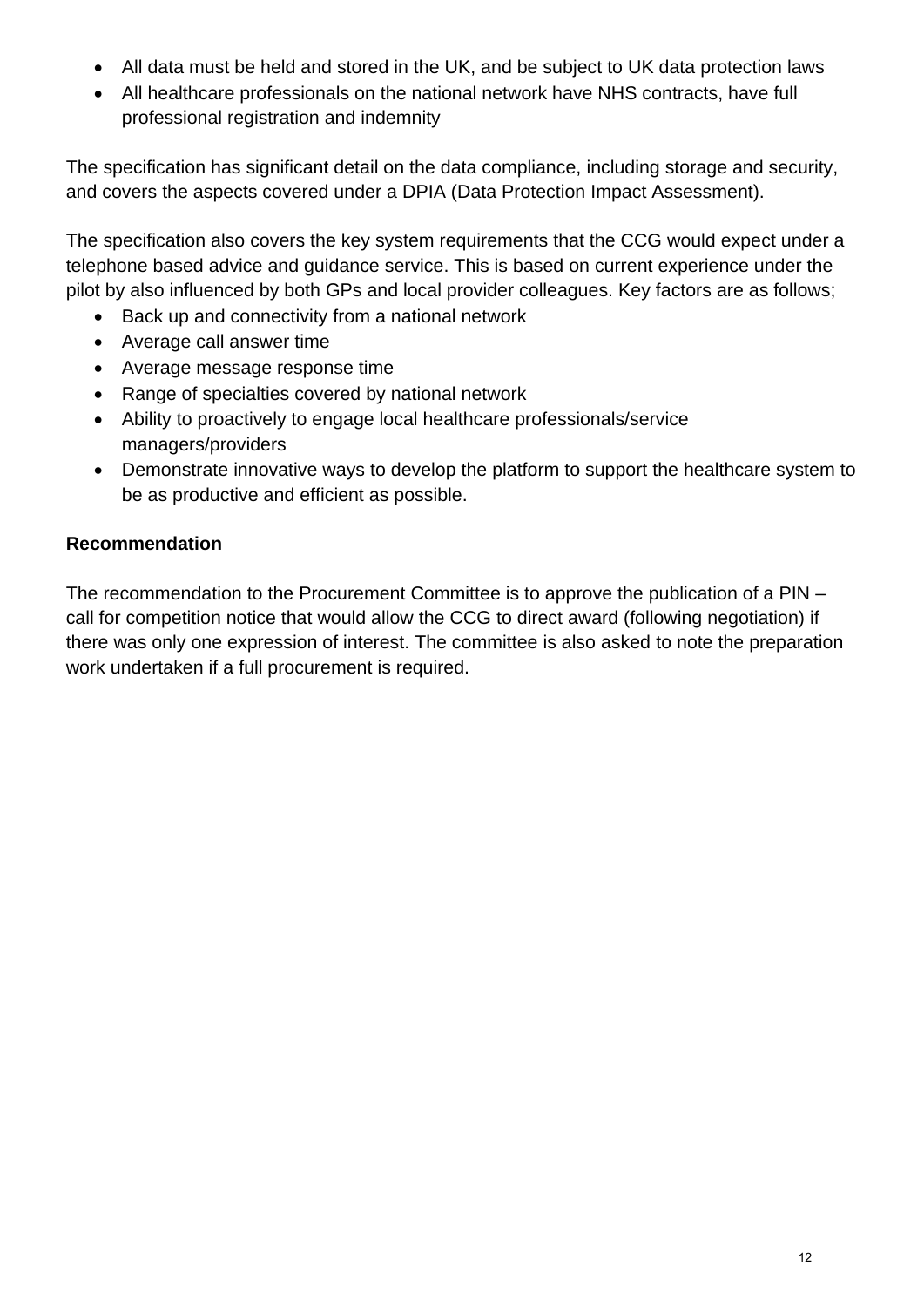- All data must be held and stored in the UK, and be subject to UK data protection laws
- All healthcare professionals on the national network have NHS contracts, have full professional registration and indemnity

The specification has significant detail on the data compliance, including storage and security, and covers the aspects covered under a DPIA (Data Protection Impact Assessment).

The specification also covers the key system requirements that the CCG would expect under a telephone based advice and guidance service. This is based on current experience under the pilot by also influenced by both GPs and local provider colleagues. Key factors are as follows;

- Back up and connectivity from a national network
- Average call answer time
- Average message response time
- Range of specialties covered by national network
- Ability to proactively to engage local healthcare professionals/service managers/providers
- Demonstrate innovative ways to develop the platform to support the healthcare system to be as productive and efficient as possible.

**Recommendation**

The recommendation to the Procurement Committee is to approve the publication of a PIN – call for competition notice that would allow the CCG to direct award (following negotiation) if there was only one expression of interest. The committee is also asked to note the preparation work undertaken if a full procurement is required.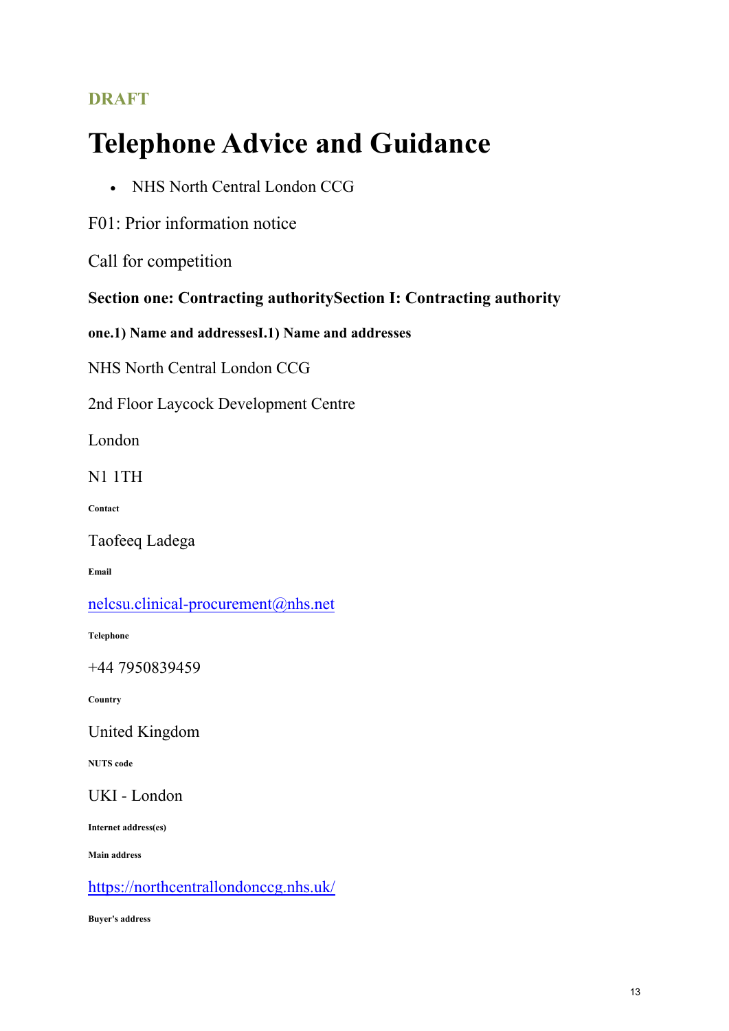DRAFT

# Telephone Advice and Guidance

- NHS North Central London CCG

F01: Prior information notice

Call for competition

### Section one: Contracting authoritySection I: Contracting authority

#### one.1) Name and addressesI.1) Name and addresses

NHS North Central London CCG

2nd Floor Laycock Development Centre

London

N1 1TH

**Contact**

Taofeeq Ladega

**Email**

nelcsu.clinical-procurement@nhs.net

**Telephone**

+44 7950839459

**Country**

United Kingdom

**NUTS code**

UKI - London

**Internet address(es)**

**Main address**

https://northcentrallondonccg.nhs.uk/

**Buyer's address**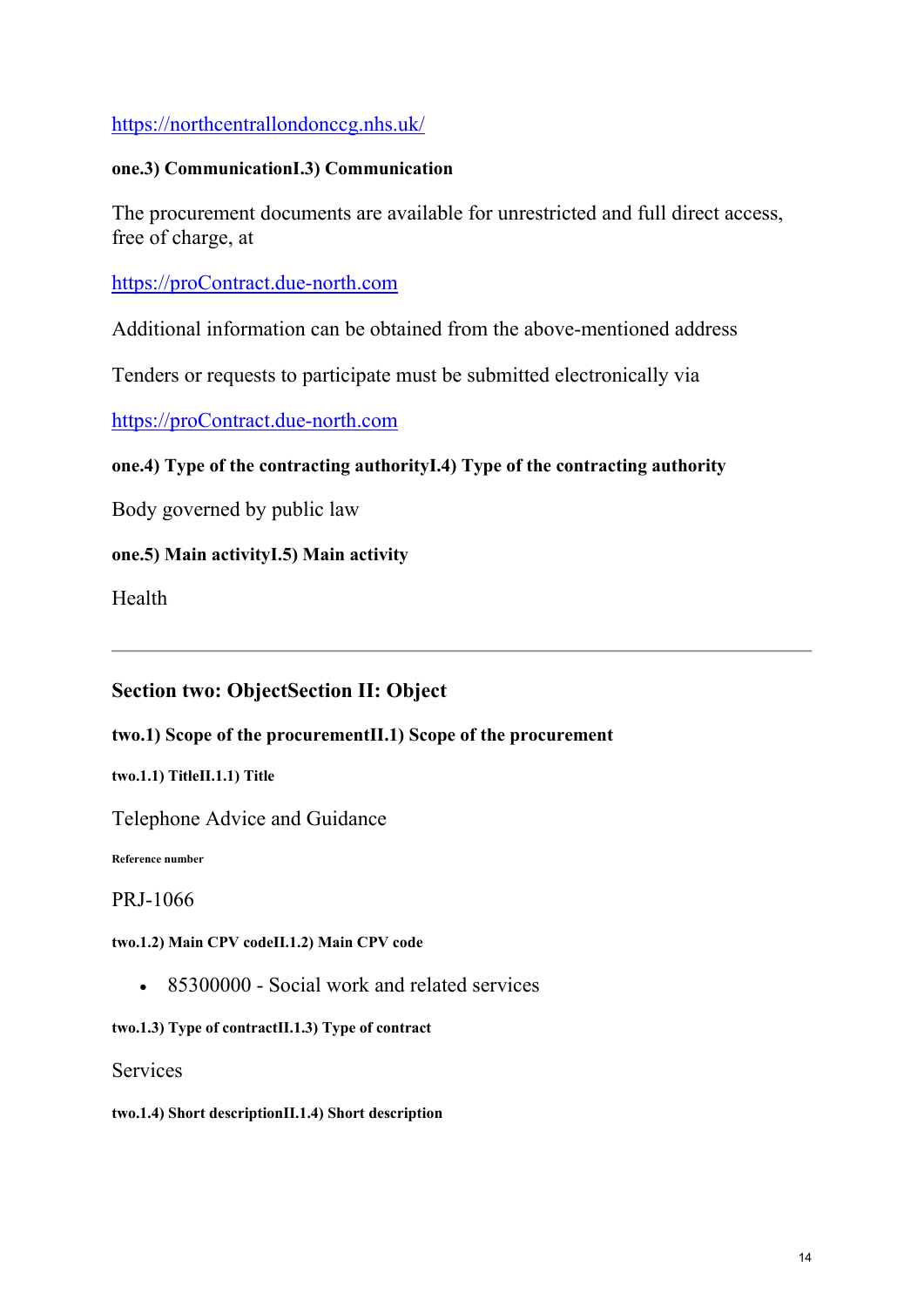https://northcentrallondonccg.nhs.uk/

#### one.3) CommunicationI.3) Communication

The procurement documents are available for unrestricted and full direct access, free of charge, at

https://proContract.due-north.com

Additional information can be obtained from the above-mentioned address

Tenders or requests to participate must be submitted electronically via

https://proContract.due-north.com

#### one.4) Type of the contracting authorityI.4) Type of the contracting authority

Body governed by public law

#### one.5) Main activityI.5) Main activity

Health

---

## Section two: ObjectSection II: Object

### two.1) Scope of the procurementII.1) Scope of the procurement

#### two.1.1) TitleII.1.1) Title

Telephone Advice and Guidance

##### Reference number

PRJ-1066

#### two.1.2) Main CPV codeII.1.2) Main CPV code

- 85300000 - Social work and related services

#### two.1.3) Type of contractII.1.3) Type of contract

Services

#### two.1.4) Short descriptionII.1.4) Short description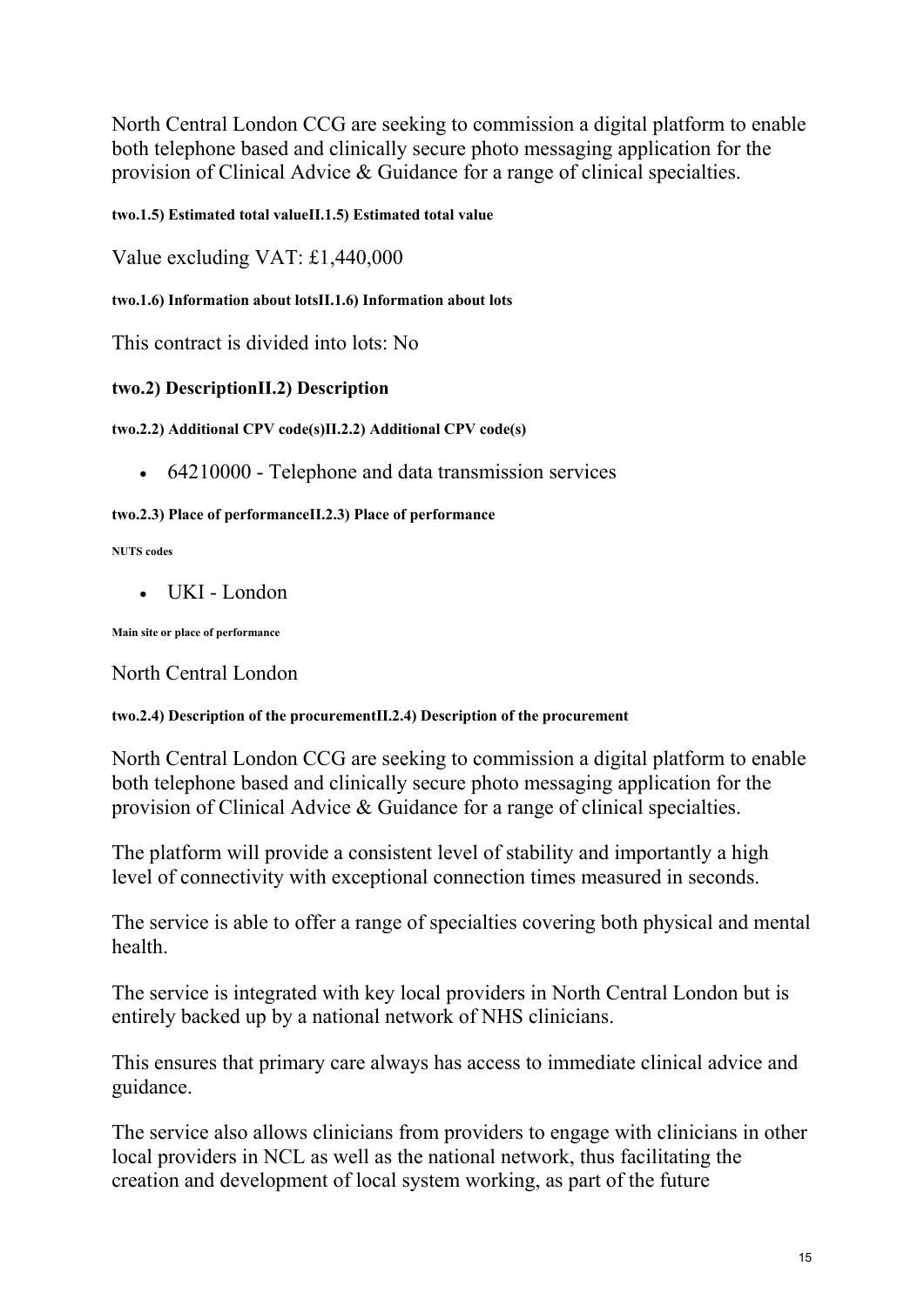North Central London CCG are seeking to commission a digital platform to enable both telephone based and clinically secure photo messaging application for the provision of Clinical Advice & Guidance for a range of clinical specialties.

#### two.1.5) Estimated total valueII.1.5) Estimated total value

Value excluding VAT: £1,440,000

#### two.1.6) Information about lotsII.1.6) Information about lots

This contract is divided into lots: No

### two.2) DescriptionII.2) Description

#### two.2.2) Additional CPV code(s)II.2.2) Additional CPV code(s)

- 64210000 - Telephone and data transmission services

#### two.2.3) Place of performanceII.2.3) Place of performance

##### NUTS codes

- UKI - London

##### Main site or place of performance

North Central London

#### two.2.4) Description of the procurementII.2.4) Description of the procurement

North Central London CCG are seeking to commission a digital platform to enable both telephone based and clinically secure photo messaging application for the provision of Clinical Advice & Guidance for a range of clinical specialties.

The platform will provide a consistent level of stability and importantly a high level of connectivity with exceptional connection times measured in seconds.

The service is able to offer a range of specialties covering both physical and mental health.

The service is integrated with key local providers in North Central London but is entirely backed up by a national network of NHS clinicians.

This ensures that primary care always has access to immediate clinical advice and guidance.

The service also allows clinicians from providers to engage with clinicians in other local providers in NCL as well as the national network, thus facilitating the creation and development of local system working, as part of the future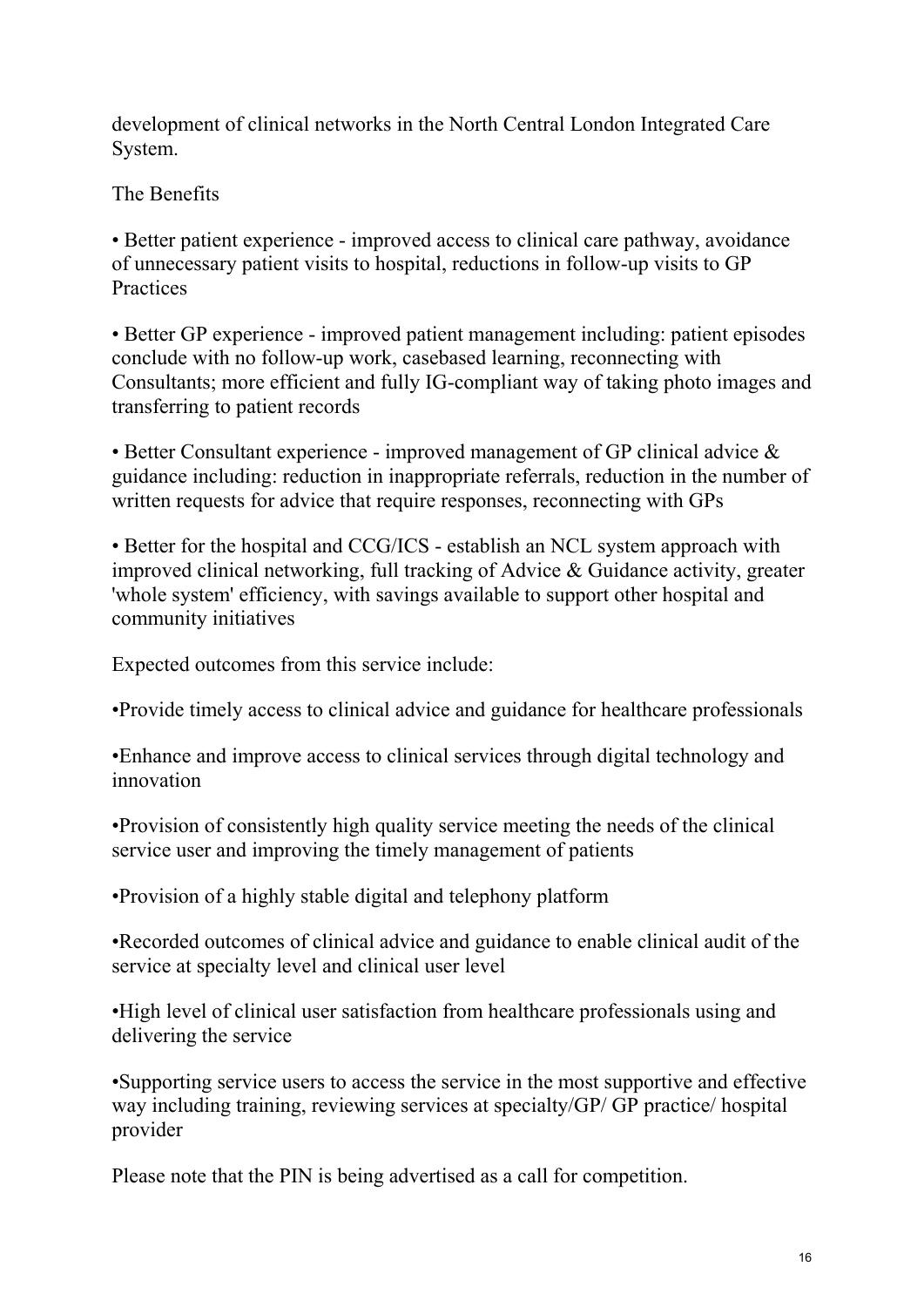development of clinical networks in the North Central London Integrated Care System.

The Benefits

• Better patient experience - improved access to clinical care pathway, avoidance of unnecessary patient visits to hospital, reductions in follow-up visits to GP Practices

• Better GP experience - improved patient management including: patient episodes conclude with no follow-up work, casebased learning, reconnecting with Consultants; more efficient and fully IG-compliant way of taking photo images and transferring to patient records

• Better Consultant experience - improved management of GP clinical advice & guidance including: reduction in inappropriate referrals, reduction in the number of written requests for advice that require responses, reconnecting with GPs

• Better for the hospital and CCG/ICS - establish an NCL system approach with improved clinical networking, full tracking of Advice & Guidance activity, greater 'whole system' efficiency, with savings available to support other hospital and community initiatives

Expected outcomes from this service include:

•Provide timely access to clinical advice and guidance for healthcare professionals

•Enhance and improve access to clinical services through digital technology and innovation

•Provision of consistently high quality service meeting the needs of the clinical service user and improving the timely management of patients

•Provision of a highly stable digital and telephony platform

•Recorded outcomes of clinical advice and guidance to enable clinical audit of the service at specialty level and clinical user level

•High level of clinical user satisfaction from healthcare professionals using and delivering the service

•Supporting service users to access the service in the most supportive and effective way including training, reviewing services at specialty/GP/ GP practice/ hospital provider

Please note that the PIN is being advertised as a call for competition.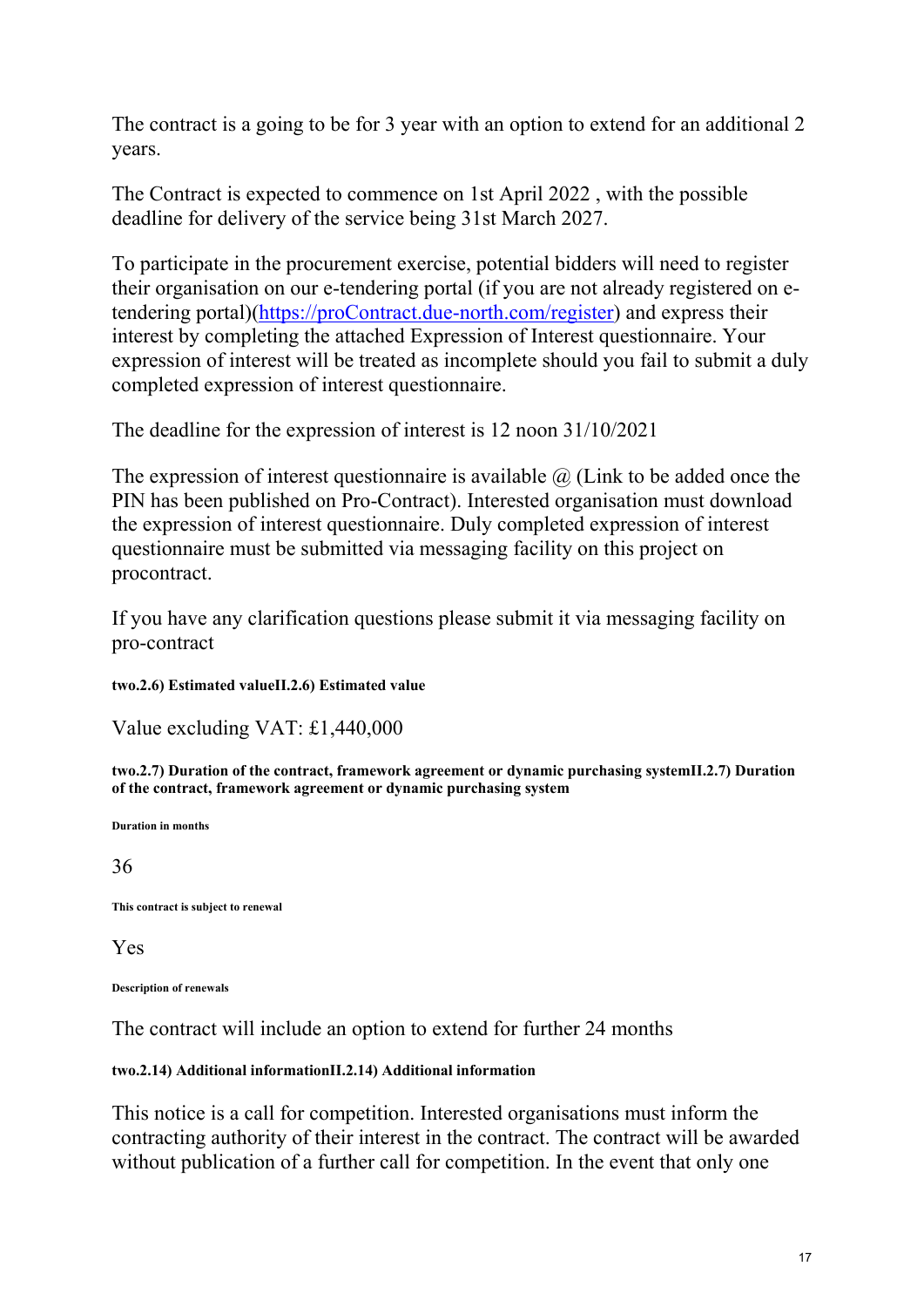The contract is a going to be for 3 year with an option to extend for an additional 2 years.

The Contract is expected to commence on 1st April 2022 , with the possible deadline for delivery of the service being 31st March 2027.

To participate in the procurement exercise, potential bidders will need to register their organisation on our e-tendering portal (if you are not already registered on e-tendering portal)(https://proContract.due-north.com/register) and express their interest by completing the attached Expression of Interest questionnaire. Your expression of interest will be treated as incomplete should you fail to submit a duly completed expression of interest questionnaire.

The deadline for the expression of interest is 12 noon 31/10/2021

The expression of interest questionnaire is available @ (Link to be added once the PIN has been published on Pro-Contract). Interested organisation must download the expression of interest questionnaire. Duly completed expression of interest questionnaire must be submitted via messaging facility on this project on procontract.

If you have any clarification questions please submit it via messaging facility on pro-contract

**two.2.6) Estimated valueII.2.6) Estimated value**

Value excluding VAT: £1,440,000

**two.2.7) Duration of the contract, framework agreement or dynamic purchasing systemII.2.7) Duration of the contract, framework agreement or dynamic purchasing system**

**Duration in months**

36

**This contract is subject to renewal**

Yes

**Description of renewals**

The contract will include an option to extend for further 24 months

**two.2.14) Additional informationII.2.14) Additional information**

This notice is a call for competition. Interested organisations must inform the contracting authority of their interest in the contract. The contract will be awarded without publication of a further call for competition. In the event that only one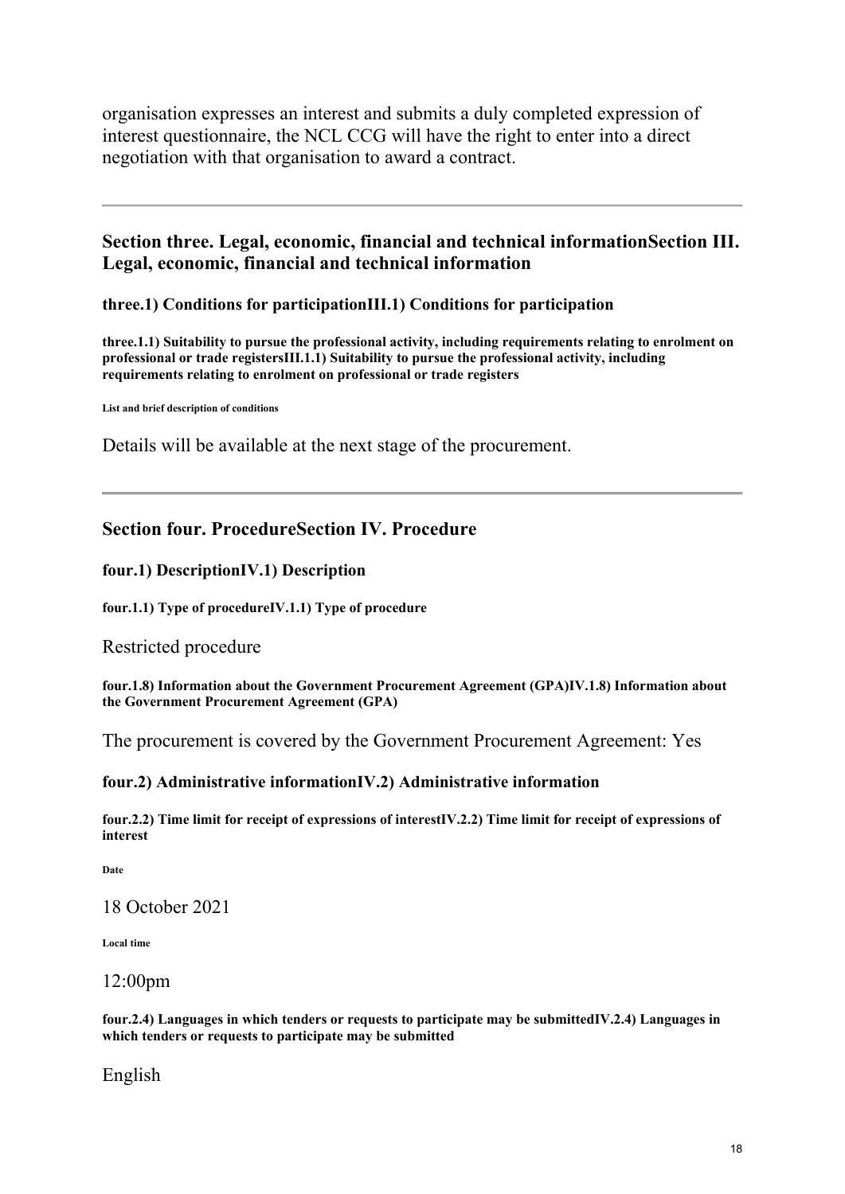organisation expresses an interest and submits a duly completed expression of interest questionnaire, the NCL CCG will have the right to enter into a direct negotiation with that organisation to award a contract.

---

## Section three. Legal, economic, financial and technical informationSection III. Legal, economic, financial and technical information

### three.1) Conditions for participationIII.1) Conditions for participation

#### three.1.1) Suitability to pursue the professional activity, including requirements relating to enrolment on professional or trade registersIII.1.1) Suitability to pursue the professional activity, including requirements relating to enrolment on professional or trade registers

##### List and brief description of conditions

Details will be available at the next stage of the procurement.

---

## Section four. ProcedureSection IV. Procedure

### four.1) DescriptionIV.1) Description

#### four.1.1) Type of procedureIV.1.1) Type of procedure

Restricted procedure

#### four.1.8) Information about the Government Procurement Agreement (GPA)IV.1.8) Information about the Government Procurement Agreement (GPA)

The procurement is covered by the Government Procurement Agreement: Yes

### four.2) Administrative informationIV.2) Administrative information

#### four.2.2) Time limit for receipt of expressions of interestIV.2.2) Time limit for receipt of expressions of interest

##### Date

18 October 2021

##### Local time

12:00pm

#### four.2.4) Languages in which tenders or requests to participate may be submittedIV.2.4) Languages in which tenders or requests to participate may be submitted

English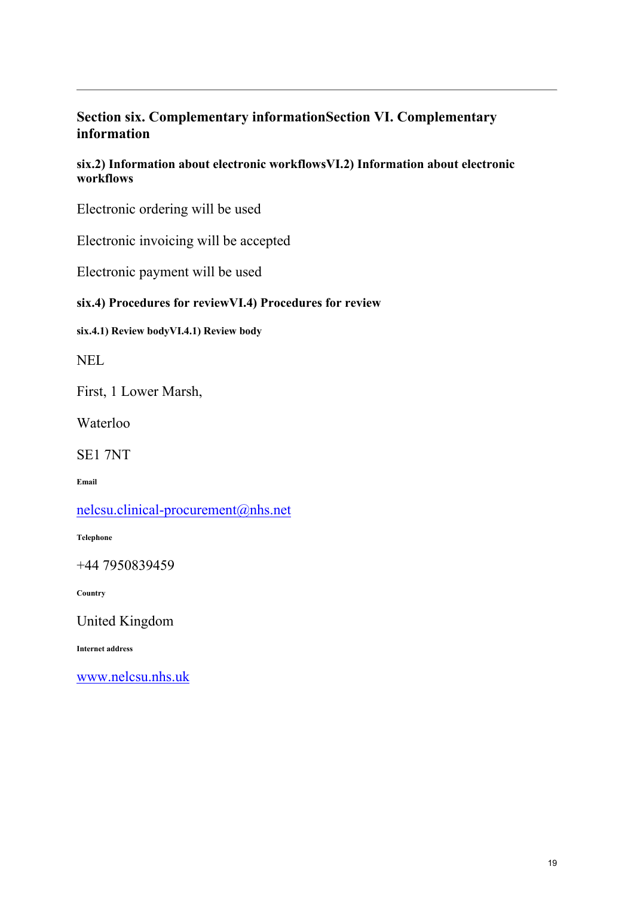## Section six. Complementary informationSection VI. Complementary information

### six.2) Information about electronic workflowsVI.2) Information about electronic workflows

Electronic ordering will be used

Electronic invoicing will be accepted

Electronic payment will be used

### six.4) Procedures for reviewVI.4) Procedures for review

#### six.4.1) Review bodyVI.4.1) Review body

NEL

First, 1 Lower Marsh,

Waterloo

SE1 7NT

##### Email

nelcsu.clinical-procurement@nhs.net

##### Telephone

+44 7950839459

##### Country

United Kingdom

##### Internet address

www.nelcsu.nhs.uk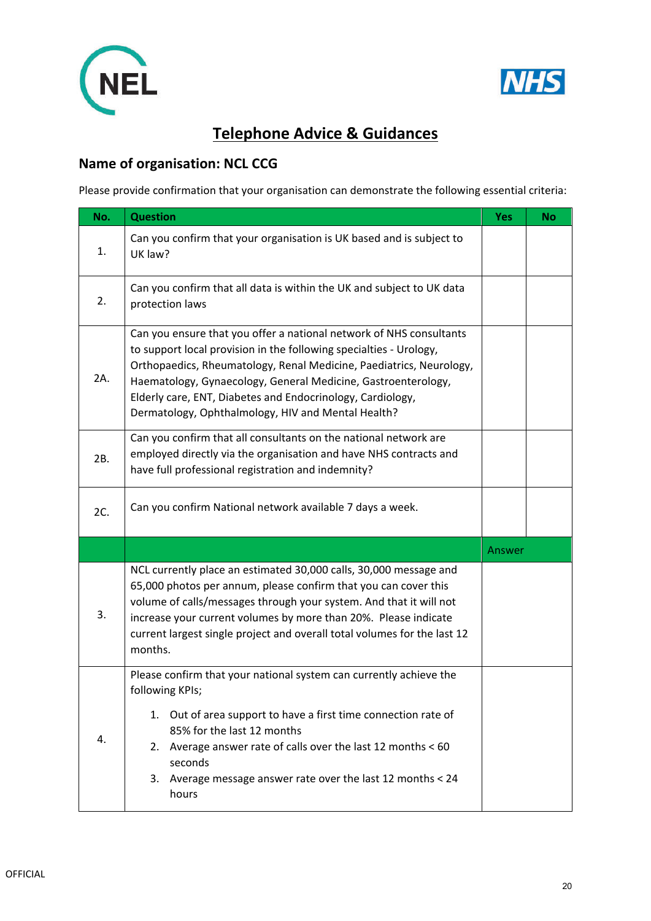## Telephone Advice & Guidances

### Name of organisation: NCL CCG

Please provide confirmation that your organisation can demonstrate the following essential criteria:

| No. | Question | Yes | No |
|---|---|---|---|
| 1. | Can you confirm that your organisation is UK based and is subject to UK law? | | |
| 2. | Can you confirm that all data is within the UK and subject to UK data protection laws | | |
| 2A. | Can you ensure that you offer a national network of NHS consultants to support local provision in the following specialties - Urology, Orthopaedics, Rheumatology, Renal Medicine, Paediatrics, Neurology, Haematology, Gynaecology, General Medicine, Gastroenterology, Elderly care, ENT, Diabetes and Endocrinology, Cardiology, Dermatology, Ophthalmology, HIV and Mental Health? | | |
| 2B. | Can you confirm that all consultants on the national network are employed directly via the organisation and have NHS contracts and have full professional registration and indemnity? | | |
| 2C. | Can you confirm National network available 7 days a week. | | |
| | | Answer | |
| 3. | NCL currently place an estimated 30,000 calls, 30,000 message and 65,000 photos per annum, please confirm that you can cover this volume of calls/messages through your system. And that it will not increase your current volumes by more than 20%. Please indicate current largest single project and overall total volumes for the last 12 months. | | |
| 4. | Please confirm that your national system can currently achieve the following KPIs;<br><br>1. Out of area support to have a first time connection rate of 85% for the last 12 months<br>2. Average answer rate of calls over the last 12 months < 60 seconds<br>3. Average message answer rate over the last 12 months < 24 hours | | |

OFFICIAL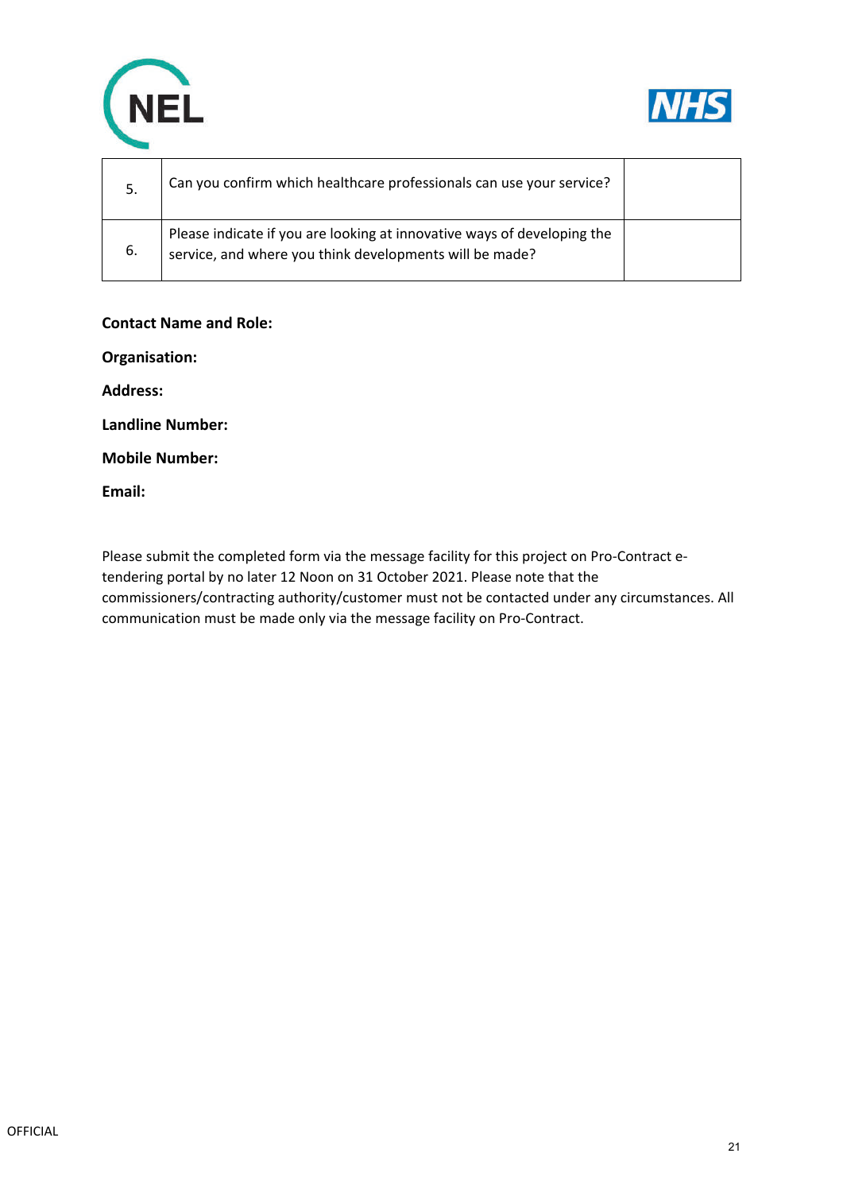| | | |
|---|---|---|
| 5. | Can you confirm which healthcare professionals can use your service? | |
| 6. | Please indicate if you are looking at innovative ways of developing the service, and where you think developments will be made? | |

**Contact Name and Role:**

**Organisation:**

**Address:**

**Landline Number:**

**Mobile Number:**

**Email:**

Please submit the completed form via the message facility for this project on Pro-Contract e-tendering portal by no later 12 Noon on 31 October 2021. Please note that the commissioners/contracting authority/customer must not be contacted under any circumstances. All communication must be made only via the message facility on Pro-Contract.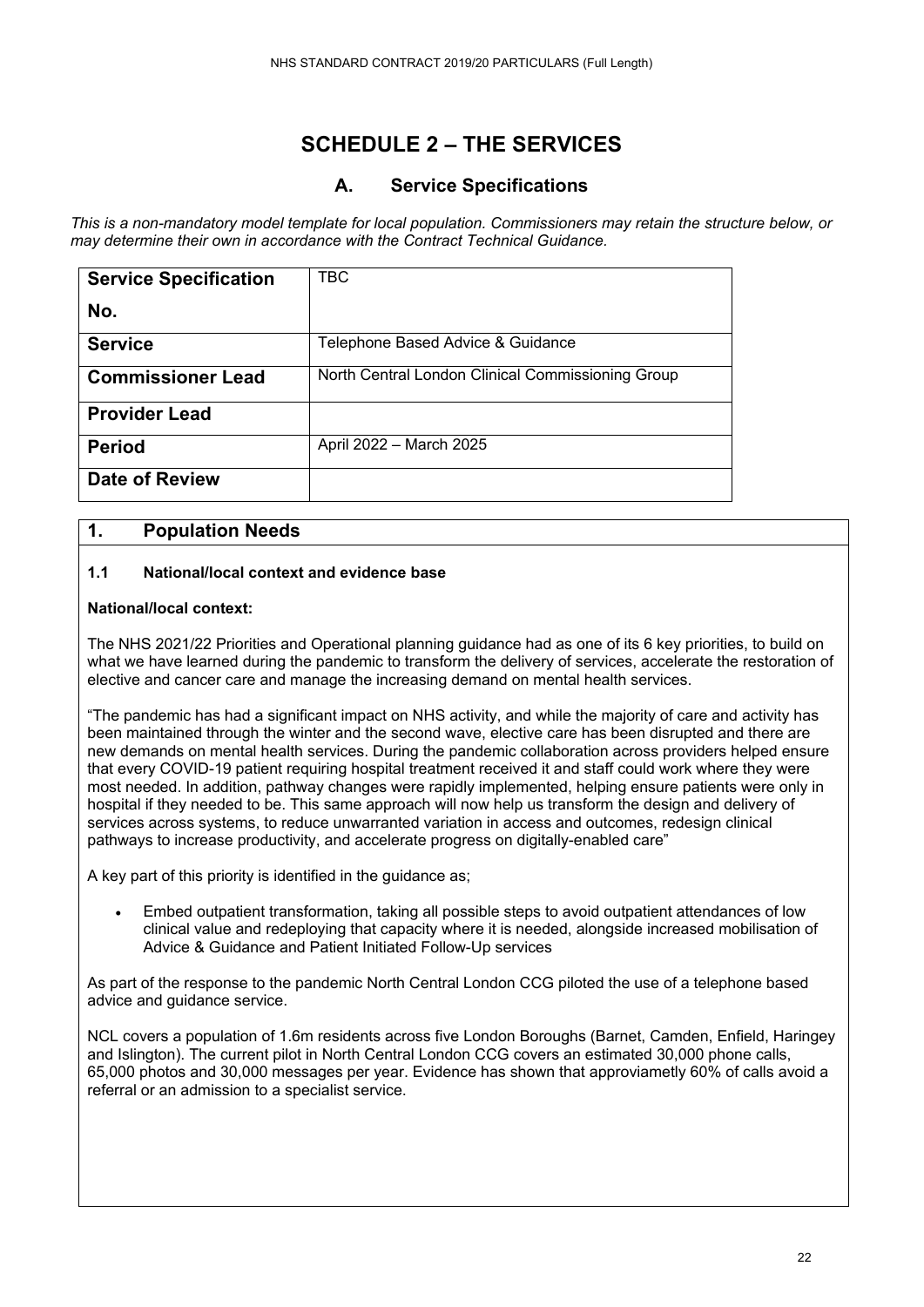# SCHEDULE 2 – THE SERVICES

## A. Service Specifications

*This is a non-mandatory model template for local population. Commissioners may retain the structure below, or may determine their own in accordance with the Contract Technical Guidance.*

| | |
|---|---|
| **Service Specification No.** | TBC |
| **Service** | Telephone Based Advice & Guidance |
| **Commissioner Lead** | North Central London Clinical Commissioning Group |
| **Provider Lead** | |
| **Period** | April 2022 – March 2025 |
| **Date of Review** | |

## 1. Population Needs

### 1.1 National/local context and evidence base

**National/local context:**

The NHS 2021/22 Priorities and Operational planning guidance had as one of its 6 key priorities, to build on what we have learned during the pandemic to transform the delivery of services, accelerate the restoration of elective and cancer care and manage the increasing demand on mental health services.

"The pandemic has had a significant impact on NHS activity, and while the majority of care and activity has been maintained through the winter and the second wave, elective care has been disrupted and there are new demands on mental health services. During the pandemic collaboration across providers helped ensure that every COVID-19 patient requiring hospital treatment received it and staff could work where they were most needed. In addition, pathway changes were rapidly implemented, helping ensure patients were only in hospital if they needed to be. This same approach will now help us transform the design and delivery of services across systems, to reduce unwarranted variation in access and outcomes, redesign clinical pathways to increase productivity, and accelerate progress on digitally-enabled care"

A key part of this priority is identified in the guidance as;

- Embed outpatient transformation, taking all possible steps to avoid outpatient attendances of low clinical value and redeploying that capacity where it is needed, alongside increased mobilisation of Advice & Guidance and Patient Initiated Follow-Up services

As part of the response to the pandemic North Central London CCG piloted the use of a telephone based advice and guidance service.

NCL covers a population of 1.6m residents across five London Boroughs (Barnet, Camden, Enfield, Haringey and Islington). The current pilot in North Central London CCG covers an estimated 30,000 phone calls, 65,000 photos and 30,000 messages per year. Evidence has shown that approviametly 60% of calls avoid a referral or an admission to a specialist service.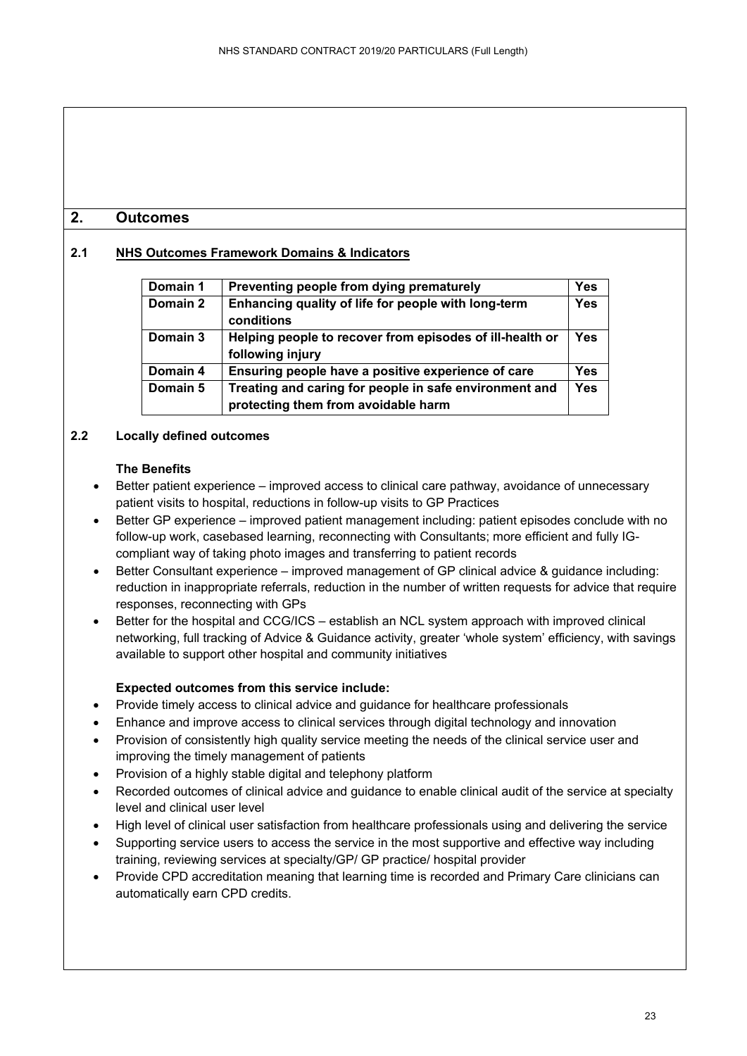## 2. Outcomes

### 2.1 NHS Outcomes Framework Domains & Indicators

| Domain | Description | |
|---|---|---|
| **Domain 1** | **Preventing people from dying prematurely** | **Yes** |
| **Domain 2** | **Enhancing quality of life for people with long-term conditions** | **Yes** |
| **Domain 3** | **Helping people to recover from episodes of ill-health or following injury** | **Yes** |
| **Domain 4** | **Ensuring people have a positive experience of care** | **Yes** |
| **Domain 5** | **Treating and caring for people in safe environment and protecting them from avoidable harm** | **Yes** |

### 2.2 Locally defined outcomes

**The Benefits**

- Better patient experience – improved access to clinical care pathway, avoidance of unnecessary patient visits to hospital, reductions in follow-up visits to GP Practices
- Better GP experience – improved patient management including: patient episodes conclude with no follow-up work, casebased learning, reconnecting with Consultants; more efficient and fully IG-compliant way of taking photo images and transferring to patient records
- Better Consultant experience – improved management of GP clinical advice & guidance including: reduction in inappropriate referrals, reduction in the number of written requests for advice that require responses, reconnecting with GPs
- Better for the hospital and CCG/ICS – establish an NCL system approach with improved clinical networking, full tracking of Advice & Guidance activity, greater 'whole system' efficiency, with savings available to support other hospital and community initiatives

**Expected outcomes from this service include:**

- Provide timely access to clinical advice and guidance for healthcare professionals
- Enhance and improve access to clinical services through digital technology and innovation
- Provision of consistently high quality service meeting the needs of the clinical service user and improving the timely management of patients
- Provision of a highly stable digital and telephony platform
- Recorded outcomes of clinical advice and guidance to enable clinical audit of the service at specialty level and clinical user level
- High level of clinical user satisfaction from healthcare professionals using and delivering the service
- Supporting service users to access the service in the most supportive and effective way including training, reviewing services at specialty/GP/ GP practice/ hospital provider
- Provide CPD accreditation meaning that learning time is recorded and Primary Care clinicians can automatically earn CPD credits.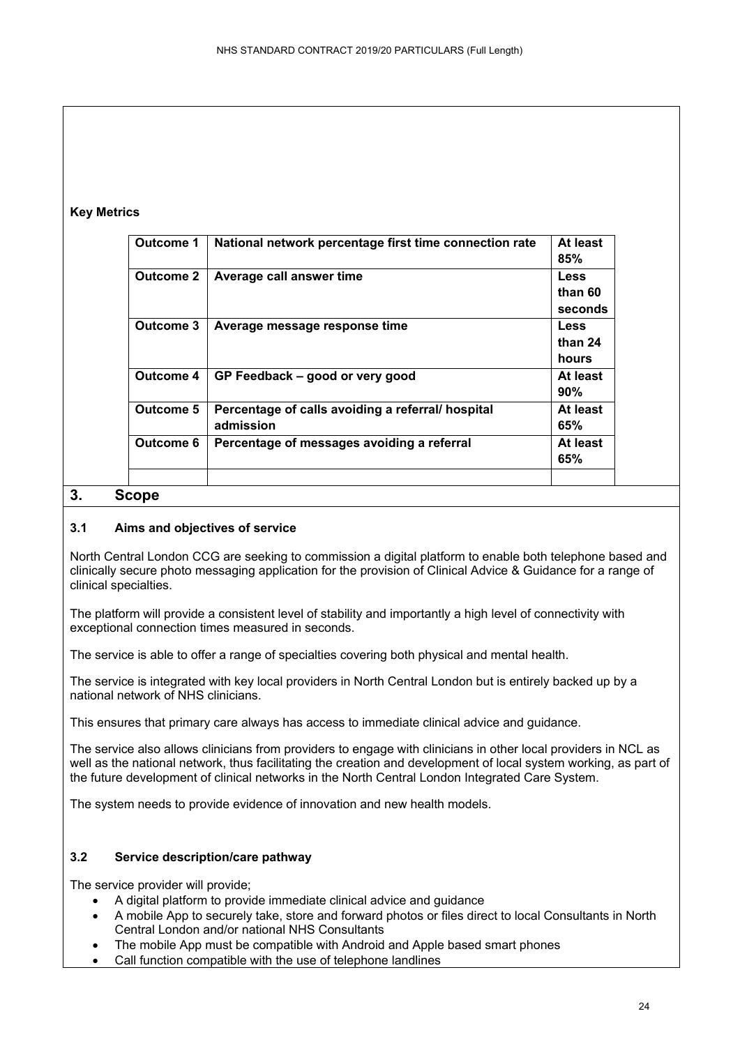**Key Metrics**

| | | |
|---|---|---|
| **Outcome 1** | **National network percentage first time connection rate** | **At least 85%** |
| **Outcome 2** | **Average call answer time** | **Less than 60 seconds** |
| **Outcome 3** | **Average message response time** | **Less than 24 hours** |
| **Outcome 4** | **GP Feedback – good or very good** | **At least 90%** |
| **Outcome 5** | **Percentage of calls avoiding a referral/ hospital admission** | **At least 65%** |
| **Outcome 6** | **Percentage of messages avoiding a referral** | **At least 65%** |
| | | |

## 3. Scope

### 3.1 Aims and objectives of service

North Central London CCG are seeking to commission a digital platform to enable both telephone based and clinically secure photo messaging application for the provision of Clinical Advice & Guidance for a range of clinical specialties.

The platform will provide a consistent level of stability and importantly a high level of connectivity with exceptional connection times measured in seconds.

The service is able to offer a range of specialties covering both physical and mental health.

The service is integrated with key local providers in North Central London but is entirely backed up by a national network of NHS clinicians.

This ensures that primary care always has access to immediate clinical advice and guidance.

The service also allows clinicians from providers to engage with clinicians in other local providers in NCL as well as the national network, thus facilitating the creation and development of local system working, as part of the future development of clinical networks in the North Central London Integrated Care System.

The system needs to provide evidence of innovation and new health models.

### 3.2 Service description/care pathway

The service provider will provide;

- A digital platform to provide immediate clinical advice and guidance
- A mobile App to securely take, store and forward photos or files direct to local Consultants in North Central London and/or national NHS Consultants
- The mobile App must be compatible with Android and Apple based smart phones
- Call function compatible with the use of telephone landlines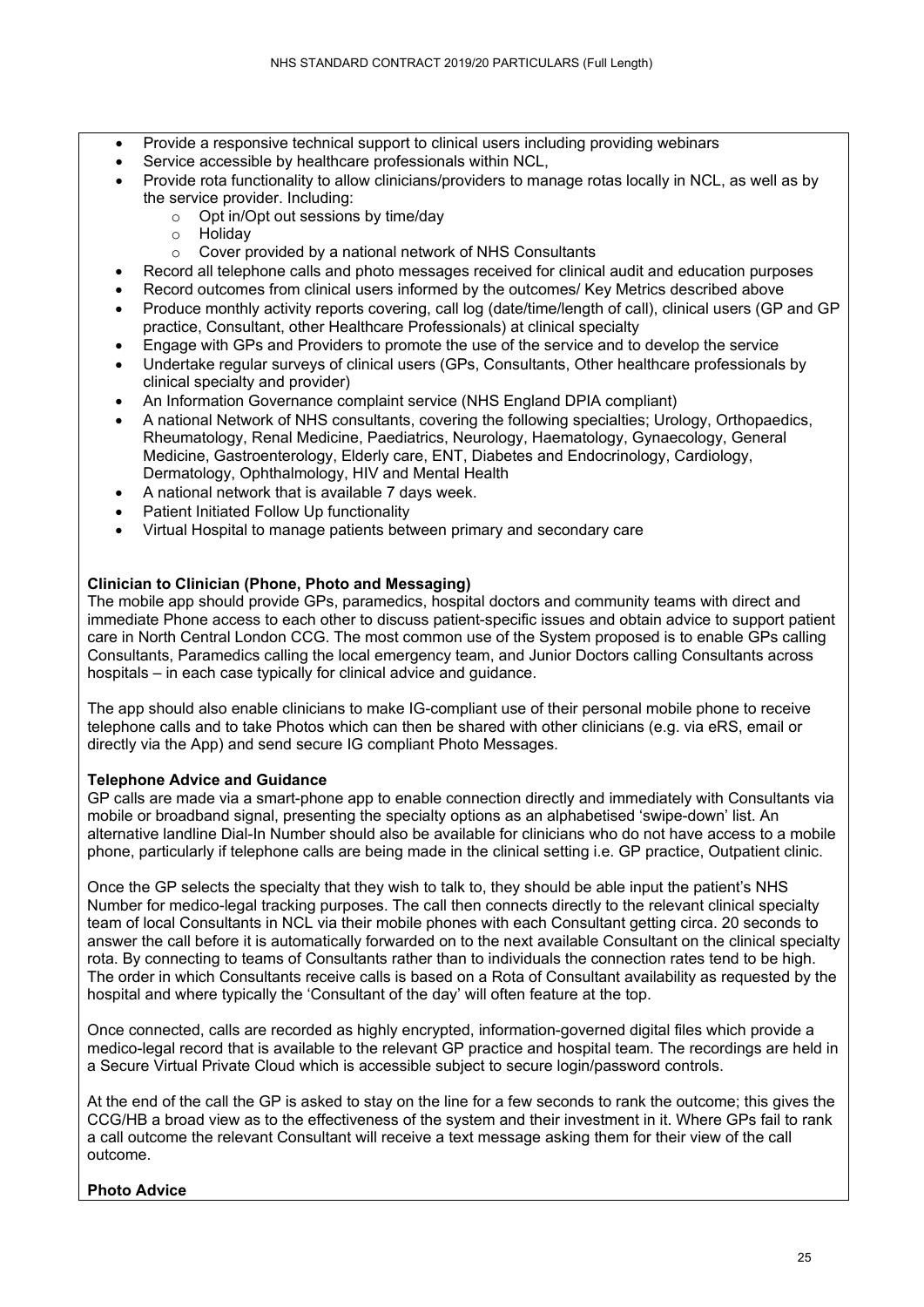- Provide a responsive technical support to clinical users including providing webinars
- Service accessible by healthcare professionals within NCL,
- Provide rota functionality to allow clinicians/providers to manage rotas locally in NCL, as well as by the service provider. Including:
  - Opt in/Opt out sessions by time/day
  - Holiday
  - Cover provided by a national network of NHS Consultants
- Record all telephone calls and photo messages received for clinical audit and education purposes
- Record outcomes from clinical users informed by the outcomes/ Key Metrics described above
- Produce monthly activity reports covering, call log (date/time/length of call), clinical users (GP and GP practice, Consultant, other Healthcare Professionals) at clinical specialty
- Engage with GPs and Providers to promote the use of the service and to develop the service
- Undertake regular surveys of clinical users (GPs, Consultants, Other healthcare professionals by clinical specialty and provider)
- An Information Governance complaint service (NHS England DPIA compliant)
- A national Network of NHS consultants, covering the following specialties; Urology, Orthopaedics, Rheumatology, Renal Medicine, Paediatrics, Neurology, Haematology, Gynaecology, General Medicine, Gastroenterology, Elderly care, ENT, Diabetes and Endocrinology, Cardiology, Dermatology, Ophthalmology, HIV and Mental Health
- A national network that is available 7 days week.
- Patient Initiated Follow Up functionality
- Virtual Hospital to manage patients between primary and secondary care

**Clinician to Clinician (Phone, Photo and Messaging)**

The mobile app should provide GPs, paramedics, hospital doctors and community teams with direct and immediate Phone access to each other to discuss patient-specific issues and obtain advice to support patient care in North Central London CCG. The most common use of the System proposed is to enable GPs calling Consultants, Paramedics calling the local emergency team, and Junior Doctors calling Consultants across hospitals – in each case typically for clinical advice and guidance.

The app should also enable clinicians to make IG-compliant use of their personal mobile phone to receive telephone calls and to take Photos which can then be shared with other clinicians (e.g. via eRS, email or directly via the App) and send secure IG compliant Photo Messages.

**Telephone Advice and Guidance**

GP calls are made via a smart-phone app to enable connection directly and immediately with Consultants via mobile or broadband signal, presenting the specialty options as an alphabetised 'swipe-down' list. An alternative landline Dial-In Number should also be available for clinicians who do not have access to a mobile phone, particularly if telephone calls are being made in the clinical setting i.e. GP practice, Outpatient clinic.

Once the GP selects the specialty that they wish to talk to, they should be able input the patient's NHS Number for medico-legal tracking purposes. The call then connects directly to the relevant clinical specialty team of local Consultants in NCL via their mobile phones with each Consultant getting circa. 20 seconds to answer the call before it is automatically forwarded on to the next available Consultant on the clinical specialty rota. By connecting to teams of Consultants rather than to individuals the connection rates tend to be high. The order in which Consultants receive calls is based on a Rota of Consultant availability as requested by the hospital and where typically the 'Consultant of the day' will often feature at the top.

Once connected, calls are recorded as highly encrypted, information-governed digital files which provide a medico-legal record that is available to the relevant GP practice and hospital team. The recordings are held in a Secure Virtual Private Cloud which is accessible subject to secure login/password controls.

At the end of the call the GP is asked to stay on the line for a few seconds to rank the outcome; this gives the CCG/HB a broad view as to the effectiveness of the system and their investment in it. Where GPs fail to rank a call outcome the relevant Consultant will receive a text message asking them for their view of the call outcome.

**Photo Advice**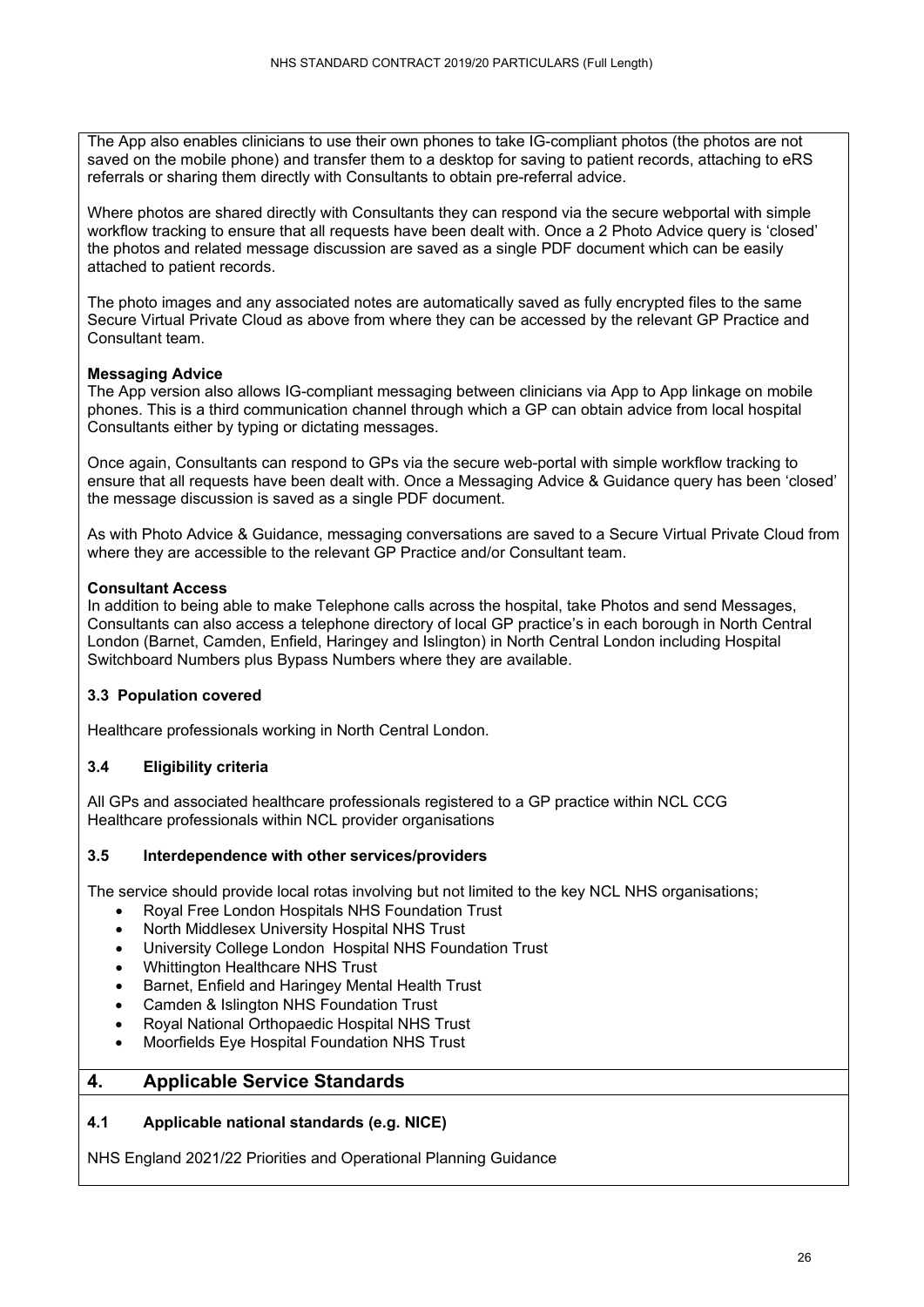The App also enables clinicians to use their own phones to take IG-compliant photos (the photos are not saved on the mobile phone) and transfer them to a desktop for saving to patient records, attaching to eRS referrals or sharing them directly with Consultants to obtain pre-referral advice.

Where photos are shared directly with Consultants they can respond via the secure webportal with simple workflow tracking to ensure that all requests have been dealt with. Once a 2 Photo Advice query is 'closed' the photos and related message discussion are saved as a single PDF document which can be easily attached to patient records.

The photo images and any associated notes are automatically saved as fully encrypted files to the same Secure Virtual Private Cloud as above from where they can be accessed by the relevant GP Practice and Consultant team.

**Messaging Advice**
The App version also allows IG-compliant messaging between clinicians via App to App linkage on mobile phones. This is a third communication channel through which a GP can obtain advice from local hospital Consultants either by typing or dictating messages.

Once again, Consultants can respond to GPs via the secure web-portal with simple workflow tracking to ensure that all requests have been dealt with. Once a Messaging Advice & Guidance query has been 'closed' the message discussion is saved as a single PDF document.

As with Photo Advice & Guidance, messaging conversations are saved to a Secure Virtual Private Cloud from where they are accessible to the relevant GP Practice and/or Consultant team.

**Consultant Access**
In addition to being able to make Telephone calls across the hospital, take Photos and send Messages, Consultants can also access a telephone directory of local GP practice's in each borough in North Central London (Barnet, Camden, Enfield, Haringey and Islington) in North Central London including Hospital Switchboard Numbers plus Bypass Numbers where they are available.

### 3.3 Population covered

Healthcare professionals working in North Central London.

### 3.4 Eligibility criteria

All GPs and associated healthcare professionals registered to a GP practice within NCL CCG
Healthcare professionals within NCL provider organisations

### 3.5 Interdependence with other services/providers

The service should provide local rotas involving but not limited to the key NCL NHS organisations;

- Royal Free London Hospitals NHS Foundation Trust
- North Middlesex University Hospital NHS Trust
- University College London Hospital NHS Foundation Trust
- Whittington Healthcare NHS Trust
- Barnet, Enfield and Haringey Mental Health Trust
- Camden & Islington NHS Foundation Trust
- Royal National Orthopaedic Hospital NHS Trust
- Moorfields Eye Hospital Foundation NHS Trust

## 4. Applicable Service Standards

### 4.1 Applicable national standards (e.g. NICE)

NHS England 2021/22 Priorities and Operational Planning Guidance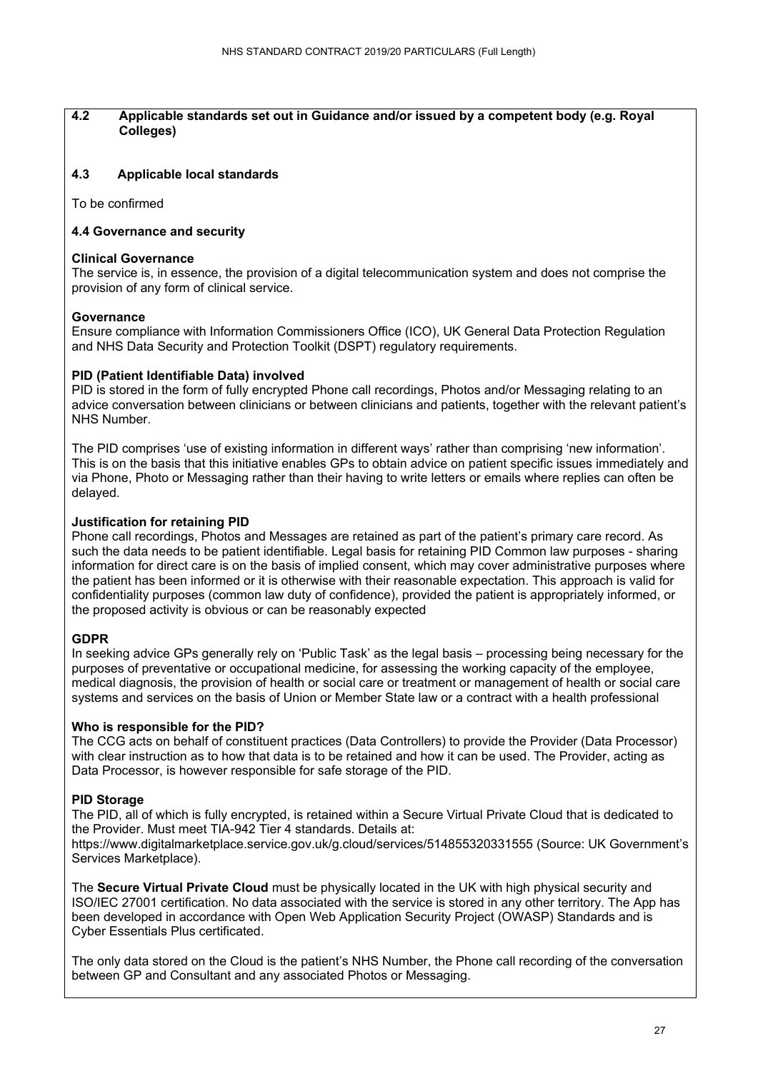### 4.2 Applicable standards set out in Guidance and/or issued by a competent body (e.g. Royal Colleges)

### 4.3 Applicable local standards

To be confirmed

### 4.4 Governance and security

**Clinical Governance**
The service is, in essence, the provision of a digital telecommunication system and does not comprise the provision of any form of clinical service.

**Governance**
Ensure compliance with Information Commissioners Office (ICO), UK General Data Protection Regulation and NHS Data Security and Protection Toolkit (DSPT) regulatory requirements.

**PID (Patient Identifiable Data) involved**
PID is stored in the form of fully encrypted Phone call recordings, Photos and/or Messaging relating to an advice conversation between clinicians or between clinicians and patients, together with the relevant patient's NHS Number.

The PID comprises 'use of existing information in different ways' rather than comprising 'new information'. This is on the basis that this initiative enables GPs to obtain advice on patient specific issues immediately and via Phone, Photo or Messaging rather than their having to write letters or emails where replies can often be delayed.

**Justification for retaining PID**
Phone call recordings, Photos and Messages are retained as part of the patient's primary care record. As such the data needs to be patient identifiable. Legal basis for retaining PID Common law purposes - sharing information for direct care is on the basis of implied consent, which may cover administrative purposes where the patient has been informed or it is otherwise with their reasonable expectation. This approach is valid for confidentiality purposes (common law duty of confidence), provided the patient is appropriately informed, or the proposed activity is obvious or can be reasonably expected

**GDPR**
In seeking advice GPs generally rely on 'Public Task' as the legal basis – processing being necessary for the purposes of preventative or occupational medicine, for assessing the working capacity of the employee, medical diagnosis, the provision of health or social care or treatment or management of health or social care systems and services on the basis of Union or Member State law or a contract with a health professional

**Who is responsible for the PID?**
The CCG acts on behalf of constituent practices (Data Controllers) to provide the Provider (Data Processor) with clear instruction as to how that data is to be retained and how it can be used. The Provider, acting as Data Processor, is however responsible for safe storage of the PID.

**PID Storage**
The PID, all of which is fully encrypted, is retained within a Secure Virtual Private Cloud that is dedicated to the Provider. Must meet TIA-942 Tier 4 standards. Details at: https://www.digitalmarketplace.service.gov.uk/g.cloud/services/514855320331555 (Source: UK Government's Services Marketplace).

The **Secure Virtual Private Cloud** must be physically located in the UK with high physical security and ISO/IEC 27001 certification. No data associated with the service is stored in any other territory. The App has been developed in accordance with Open Web Application Security Project (OWASP) Standards and is Cyber Essentials Plus certificated.

The only data stored on the Cloud is the patient's NHS Number, the Phone call recording of the conversation between GP and Consultant and any associated Photos or Messaging.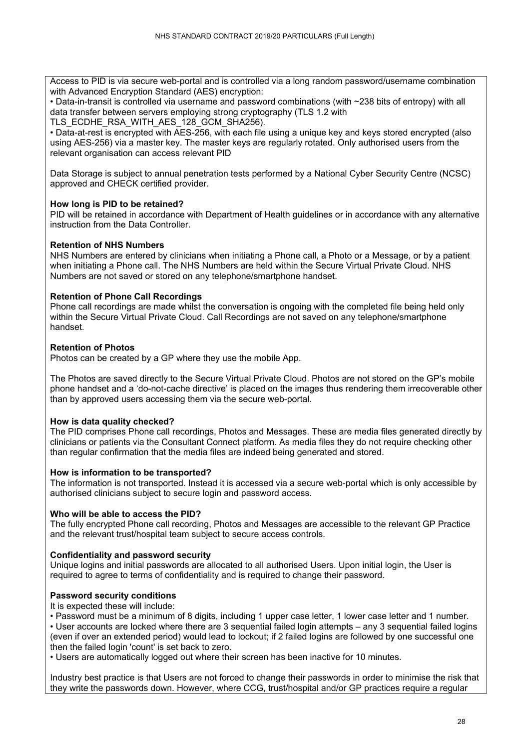Access to PID is via secure web-portal and is controlled via a long random password/username combination with Advanced Encryption Standard (AES) encryption:

- Data-in-transit is controlled via username and password combinations (with ~238 bits of entropy) with all data transfer between servers employing strong cryptography (TLS 1.2 with TLS_ECDHE_RSA_WITH_AES_128_GCM_SHA256).
- Data-at-rest is encrypted with AES-256, with each file using a unique key and keys stored encrypted (also using AES-256) via a master key. The master keys are regularly rotated. Only authorised users from the relevant organisation can access relevant PID

Data Storage is subject to annual penetration tests performed by a National Cyber Security Centre (NCSC) approved and CHECK certified provider.

**How long is PID to be retained?**

PID will be retained in accordance with Department of Health guidelines or in accordance with any alternative instruction from the Data Controller.

**Retention of NHS Numbers**

NHS Numbers are entered by clinicians when initiating a Phone call, a Photo or a Message, or by a patient when initiating a Phone call. The NHS Numbers are held within the Secure Virtual Private Cloud. NHS Numbers are not saved or stored on any telephone/smartphone handset.

**Retention of Phone Call Recordings**

Phone call recordings are made whilst the conversation is ongoing with the completed file being held only within the Secure Virtual Private Cloud. Call Recordings are not saved on any telephone/smartphone handset.

**Retention of Photos**

Photos can be created by a GP where they use the mobile App.

The Photos are saved directly to the Secure Virtual Private Cloud. Photos are not stored on the GP's mobile phone handset and a 'do-not-cache directive' is placed on the images thus rendering them irrecoverable other than by approved users accessing them via the secure web-portal.

**How is data quality checked?**

The PID comprises Phone call recordings, Photos and Messages. These are media files generated directly by clinicians or patients via the Consultant Connect platform. As media files they do not require checking other than regular confirmation that the media files are indeed being generated and stored.

**How is information to be transported?**

The information is not transported. Instead it is accessed via a secure web-portal which is only accessible by authorised clinicians subject to secure login and password access.

**Who will be able to access the PID?**

The fully encrypted Phone call recording, Photos and Messages are accessible to the relevant GP Practice and the relevant trust/hospital team subject to secure access controls.

**Confidentiality and password security**

Unique logins and initial passwords are allocated to all authorised Users. Upon initial login, the User is required to agree to terms of confidentiality and is required to change their password.

**Password security conditions**

It is expected these will include:

- Password must be a minimum of 8 digits, including 1 upper case letter, 1 lower case letter and 1 number.
- User accounts are locked where there are 3 sequential failed login attempts – any 3 sequential failed logins (even if over an extended period) would lead to lockout; if 2 failed logins are followed by one successful one then the failed login 'count' is set back to zero.
- Users are automatically logged out where their screen has been inactive for 10 minutes.

Industry best practice is that Users are not forced to change their passwords in order to minimise the risk that they write the passwords down. However, where CCG, trust/hospital and/or GP practices require a regular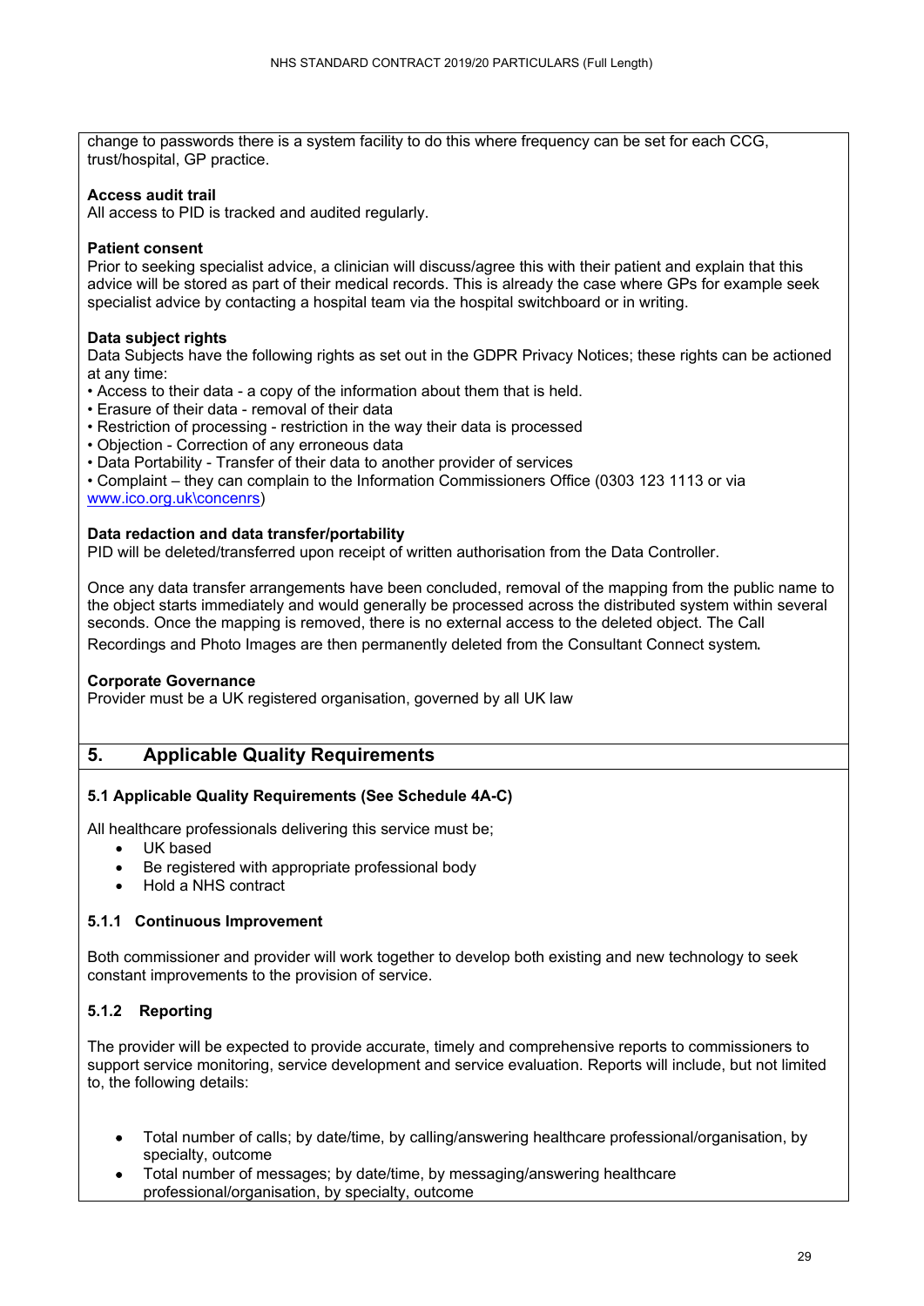change to passwords there is a system facility to do this where frequency can be set for each CCG, trust/hospital, GP practice.

**Access audit trail**
All access to PID is tracked and audited regularly.

**Patient consent**
Prior to seeking specialist advice, a clinician will discuss/agree this with their patient and explain that this advice will be stored as part of their medical records. This is already the case where GPs for example seek specialist advice by contacting a hospital team via the hospital switchboard or in writing.

**Data subject rights**
Data Subjects have the following rights as set out in the GDPR Privacy Notices; these rights can be actioned at any time:

- Access to their data - a copy of the information about them that is held.
- Erasure of their data - removal of their data
- Restriction of processing - restriction in the way their data is processed
- Objection - Correction of any erroneous data
- Data Portability - Transfer of their data to another provider of services
- Complaint – they can complain to the Information Commissioners Office (0303 123 1113 or via www.ico.org.uk\concenrs)

**Data redaction and data transfer/portability**
PID will be deleted/transferred upon receipt of written authorisation from the Data Controller.

Once any data transfer arrangements have been concluded, removal of the mapping from the public name to the object starts immediately and would generally be processed across the distributed system within several seconds. Once the mapping is removed, there is no external access to the deleted object. The Call Recordings and Photo Images are then permanently deleted from the Consultant Connect system.

**Corporate Governance**
Provider must be a UK registered organisation, governed by all UK law

## 5. Applicable Quality Requirements

### 5.1 Applicable Quality Requirements (See Schedule 4A-C)

All healthcare professionals delivering this service must be;

- UK based
- Be registered with appropriate professional body
- Hold a NHS contract

#### 5.1.1 Continuous Improvement

Both commissioner and provider will work together to develop both existing and new technology to seek constant improvements to the provision of service.

#### 5.1.2 Reporting

The provider will be expected to provide accurate, timely and comprehensive reports to commissioners to support service monitoring, service development and service evaluation. Reports will include, but not limited to, the following details:

- Total number of calls; by date/time, by calling/answering healthcare professional/organisation, by specialty, outcome
- Total number of messages; by date/time, by messaging/answering healthcare professional/organisation, by specialty, outcome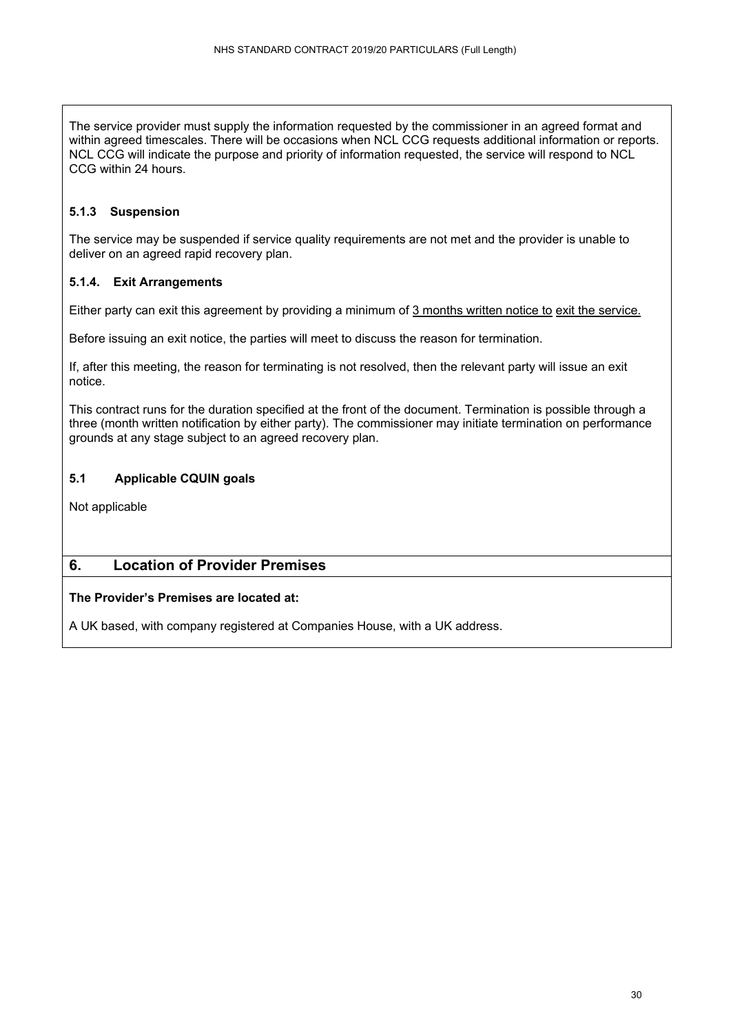The service provider must supply the information requested by the commissioner in an agreed format and within agreed timescales. There will be occasions when NCL CCG requests additional information or reports. NCL CCG will indicate the purpose and priority of information requested, the service will respond to NCL CCG within 24 hours.

#### 5.1.3 Suspension

The service may be suspended if service quality requirements are not met and the provider is unable to deliver on an agreed rapid recovery plan.

#### 5.1.4. Exit Arrangements

Either party can exit this agreement by providing a minimum of 3 months written notice to exit the service.

Before issuing an exit notice, the parties will meet to discuss the reason for termination.

If, after this meeting, the reason for terminating is not resolved, then the relevant party will issue an exit notice.

This contract runs for the duration specified at the front of the document. Termination is possible through a three (month written notification by either party). The commissioner may initiate termination on performance grounds at any stage subject to an agreed recovery plan.

#### 5.1 Applicable CQUIN goals

Not applicable

## 6. Location of Provider Premises

**The Provider's Premises are located at:**

A UK based, with company registered at Companies House, with a UK address.